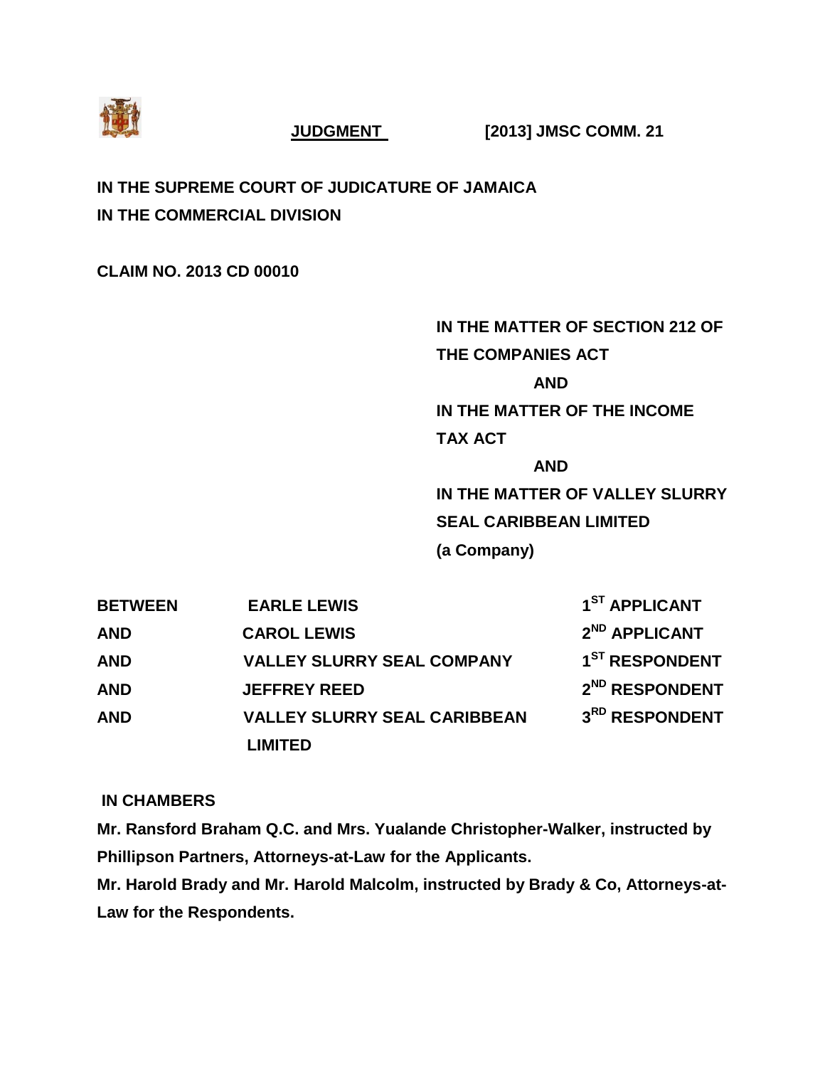**JUDGMENT** **[2013] JMSC COMM. 21**

**IN THE SUPREME COURT OF JUDICATURE OF JAMAICA**
**IN THE COMMERCIAL DIVISION**

**CLAIM NO. 2013 CD 00010**

**IN THE MATTER OF SECTION 212 OF THE COMPANIES ACT**

**AND**

**IN THE MATTER OF THE INCOME TAX ACT**

**AND**

**IN THE MATTER OF VALLEY SLURRY SEAL CARIBBEAN LIMITED (a Company)**

| | | |
|---|---|---|
| **BETWEEN** | **EARLE LEWIS** | **1ST APPLICANT** |
| **AND** | **CAROL LEWIS** | **2ND APPLICANT** |
| **AND** | **VALLEY SLURRY SEAL COMPANY** | **1ST RESPONDENT** |
| **AND** | **JEFFREY REED** | **2ND RESPONDENT** |
| **AND** | **VALLEY SLURRY SEAL CARIBBEAN LIMITED** | **3RD RESPONDENT** |

**IN CHAMBERS**

**Mr. Ransford Braham Q.C. and Mrs. Yualande Christopher-Walker, instructed by Phillipson Partners, Attorneys-at-Law for the Applicants.**

**Mr. Harold Brady and Mr. Harold Malcolm, instructed by Brady & Co, Attorneys-at-Law for the Respondents.**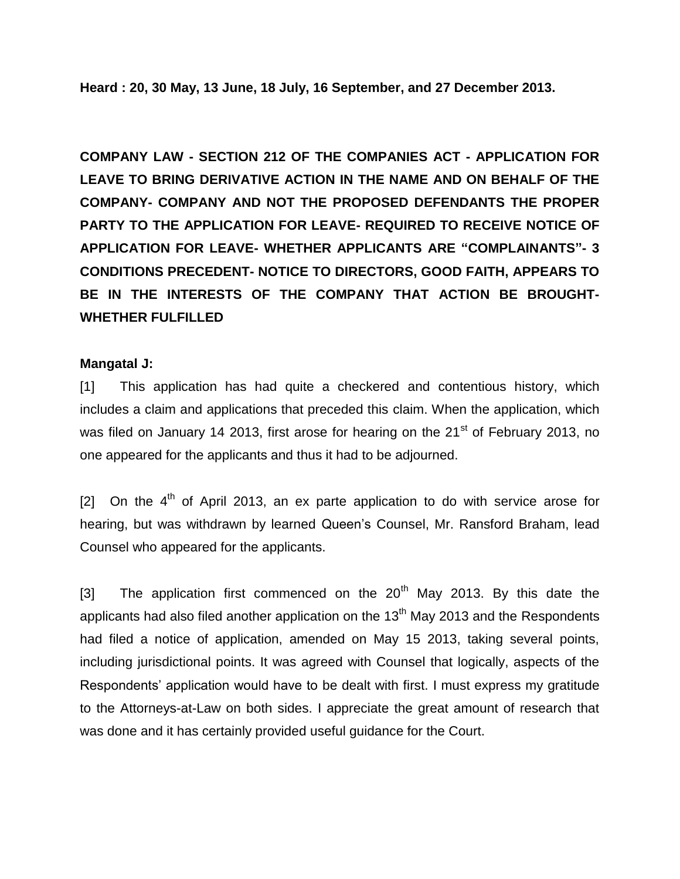**Heard : 20, 30 May, 13 June, 18 July, 16 September, and 27 December 2013.**

**COMPANY LAW - SECTION 212 OF THE COMPANIES ACT - APPLICATION FOR LEAVE TO BRING DERIVATIVE ACTION IN THE NAME AND ON BEHALF OF THE COMPANY- COMPANY AND NOT THE PROPOSED DEFENDANTS THE PROPER PARTY TO THE APPLICATION FOR LEAVE- REQUIRED TO RECEIVE NOTICE OF APPLICATION FOR LEAVE- WHETHER APPLICANTS ARE "COMPLAINANTS"- 3 CONDITIONS PRECEDENT- NOTICE TO DIRECTORS, GOOD FAITH, APPEARS TO BE IN THE INTERESTS OF THE COMPANY THAT ACTION BE BROUGHT- WHETHER FULFILLED**

**Mangatal J:**

[1] This application has had quite a checkered and contentious history, which includes a claim and applications that preceded this claim. When the application, which was filed on January 14 2013, first arose for hearing on the 21st of February 2013, no one appeared for the applicants and thus it had to be adjourned.

[2] On the 4th of April 2013, an ex parte application to do with service arose for hearing, but was withdrawn by learned Queen's Counsel, Mr. Ransford Braham, lead Counsel who appeared for the applicants.

[3] The application first commenced on the 20th May 2013. By this date the applicants had also filed another application on the 13th May 2013 and the Respondents had filed a notice of application, amended on May 15 2013, taking several points, including jurisdictional points. It was agreed with Counsel that logically, aspects of the Respondents' application would have to be dealt with first. I must express my gratitude to the Attorneys-at-Law on both sides. I appreciate the great amount of research that was done and it has certainly provided useful guidance for the Court.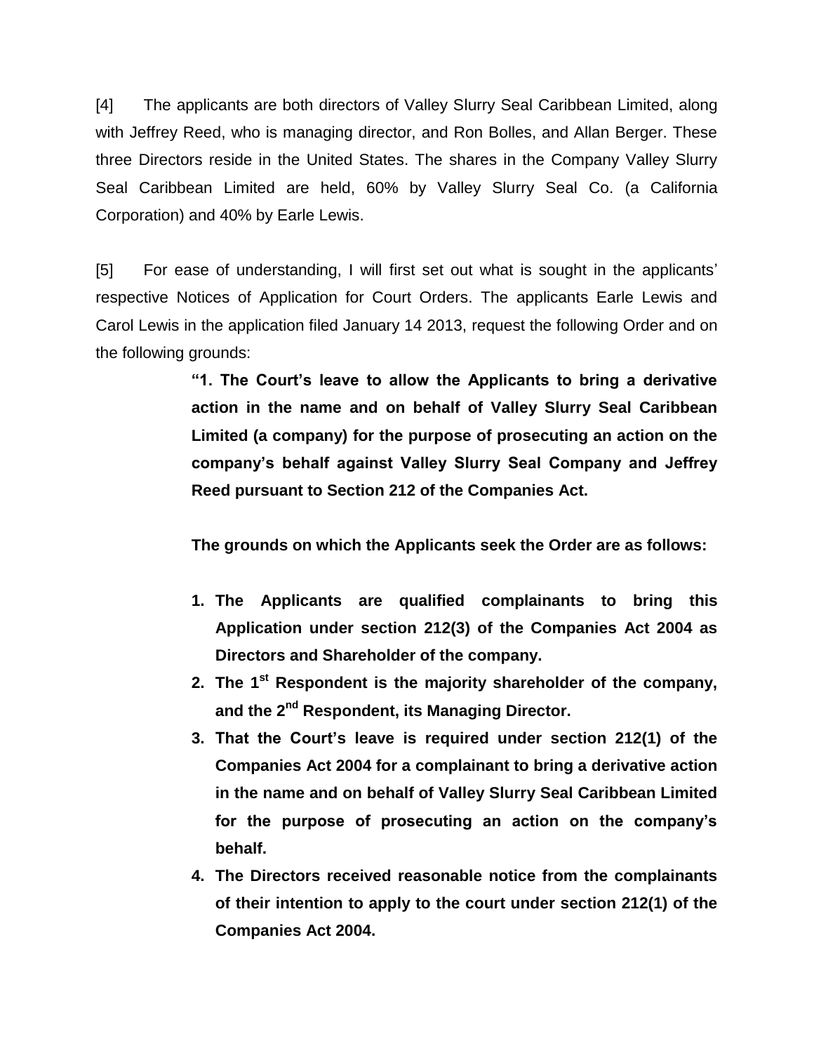[4] The applicants are both directors of Valley Slurry Seal Caribbean Limited, along with Jeffrey Reed, who is managing director, and Ron Bolles, and Allan Berger. These three Directors reside in the United States. The shares in the Company Valley Slurry Seal Caribbean Limited are held, 60% by Valley Slurry Seal Co. (a California Corporation) and 40% by Earle Lewis.

[5] For ease of understanding, I will first set out what is sought in the applicants' respective Notices of Application for Court Orders. The applicants Earle Lewis and Carol Lewis in the application filed January 14 2013, request the following Order and on the following grounds:

> **"1. The Court's leave to allow the Applicants to bring a derivative action in the name and on behalf of Valley Slurry Seal Caribbean Limited (a company) for the purpose of prosecuting an action on the company's behalf against Valley Slurry Seal Company and Jeffrey Reed pursuant to Section 212 of the Companies Act.**
>
> **The grounds on which the Applicants seek the Order are as follows:**
>
> 1. **The Applicants are qualified complainants to bring this Application under section 212(3) of the Companies Act 2004 as Directors and Shareholder of the company.**
> 2. **The 1st Respondent is the majority shareholder of the company, and the 2nd Respondent, its Managing Director.**
> 3. **That the Court's leave is required under section 212(1) of the Companies Act 2004 for a complainant to bring a derivative action in the name and on behalf of Valley Slurry Seal Caribbean Limited for the purpose of prosecuting an action on the company's behalf.**
> 4. **The Directors received reasonable notice from the complainants of their intention to apply to the court under section 212(1) of the Companies Act 2004.**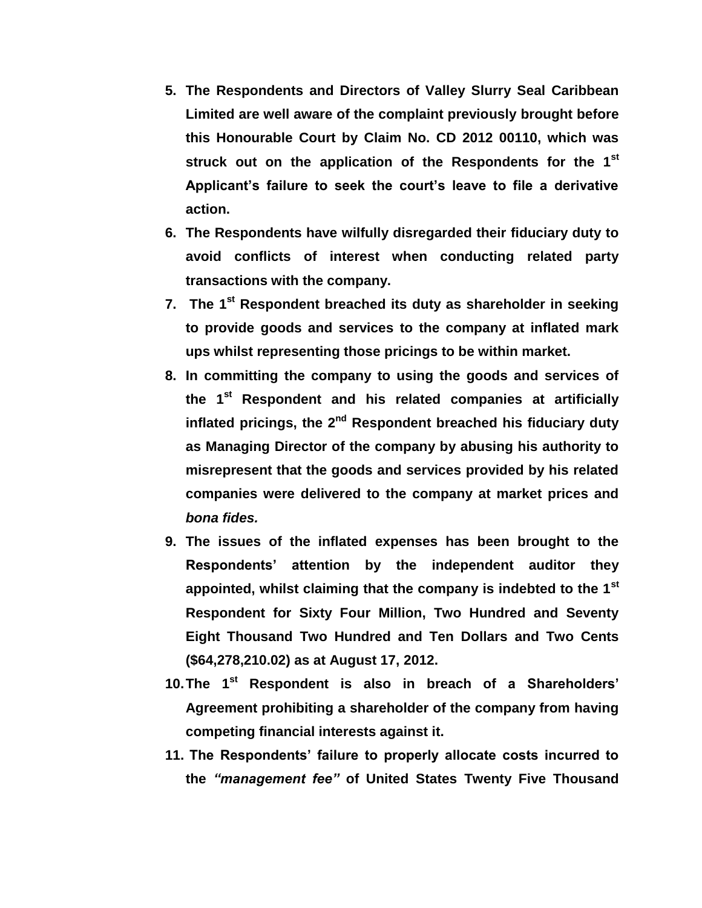5. **The Respondents and Directors of Valley Slurry Seal Caribbean Limited are well aware of the complaint previously brought before this Honourable Court by Claim No. CD 2012 00110, which was struck out on the application of the Respondents for the 1st Applicant's failure to seek the court's leave to file a derivative action.**
6. **The Respondents have wilfully disregarded their fiduciary duty to avoid conflicts of interest when conducting related party transactions with the company.**
7. **The 1st Respondent breached its duty as shareholder in seeking to provide goods and services to the company at inflated mark ups whilst representing those pricings to be within market.**
8. **In committing the company to using the goods and services of the 1st Respondent and his related companies at artificially inflated pricings, the 2nd Respondent breached his fiduciary duty as Managing Director of the company by abusing his authority to misrepresent that the goods and services provided by his related companies were delivered to the company at market prices and *bona fides.***
9. **The issues of the inflated expenses has been brought to the Respondents' attention by the independent auditor they appointed, whilst claiming that the company is indebted to the 1st Respondent for Sixty Four Million, Two Hundred and Seventy Eight Thousand Two Hundred and Ten Dollars and Two Cents ($64,278,210.02) as at August 17, 2012.**
10. **The 1st Respondent is also in breach of a Shareholders' Agreement prohibiting a shareholder of the company from having competing financial interests against it.**
11. **The Respondents' failure to properly allocate costs incurred to the *"management fee"* of United States Twenty Five Thousand**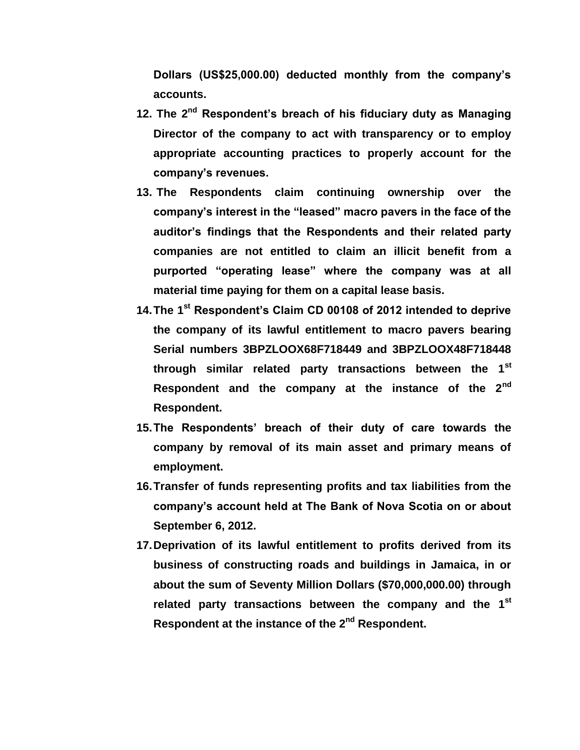**Dollars (US$25,000.00) deducted monthly from the company's accounts.**

12. **The 2nd Respondent's breach of his fiduciary duty as Managing Director of the company to act with transparency or to employ appropriate accounting practices to properly account for the company's revenues.**
13. **The Respondents claim continuing ownership over the company's interest in the "leased" macro pavers in the face of the auditor's findings that the Respondents and their related party companies are not entitled to claim an illicit benefit from a purported "operating lease" where the company was at all material time paying for them on a capital lease basis.**
14. **The 1st Respondent's Claim CD 00108 of 2012 intended to deprive the company of its lawful entitlement to macro pavers bearing Serial numbers 3BPZLOOX68F718449 and 3BPZLOOX48F718448 through similar related party transactions between the 1st Respondent and the company at the instance of the 2nd Respondent.**
15. **The Respondents' breach of their duty of care towards the company by removal of its main asset and primary means of employment.**
16. **Transfer of funds representing profits and tax liabilities from the company's account held at The Bank of Nova Scotia on or about September 6, 2012.**
17. **Deprivation of its lawful entitlement to profits derived from its business of constructing roads and buildings in Jamaica, in or about the sum of Seventy Million Dollars ($70,000,000.00) through related party transactions between the company and the 1st Respondent at the instance of the 2nd Respondent.**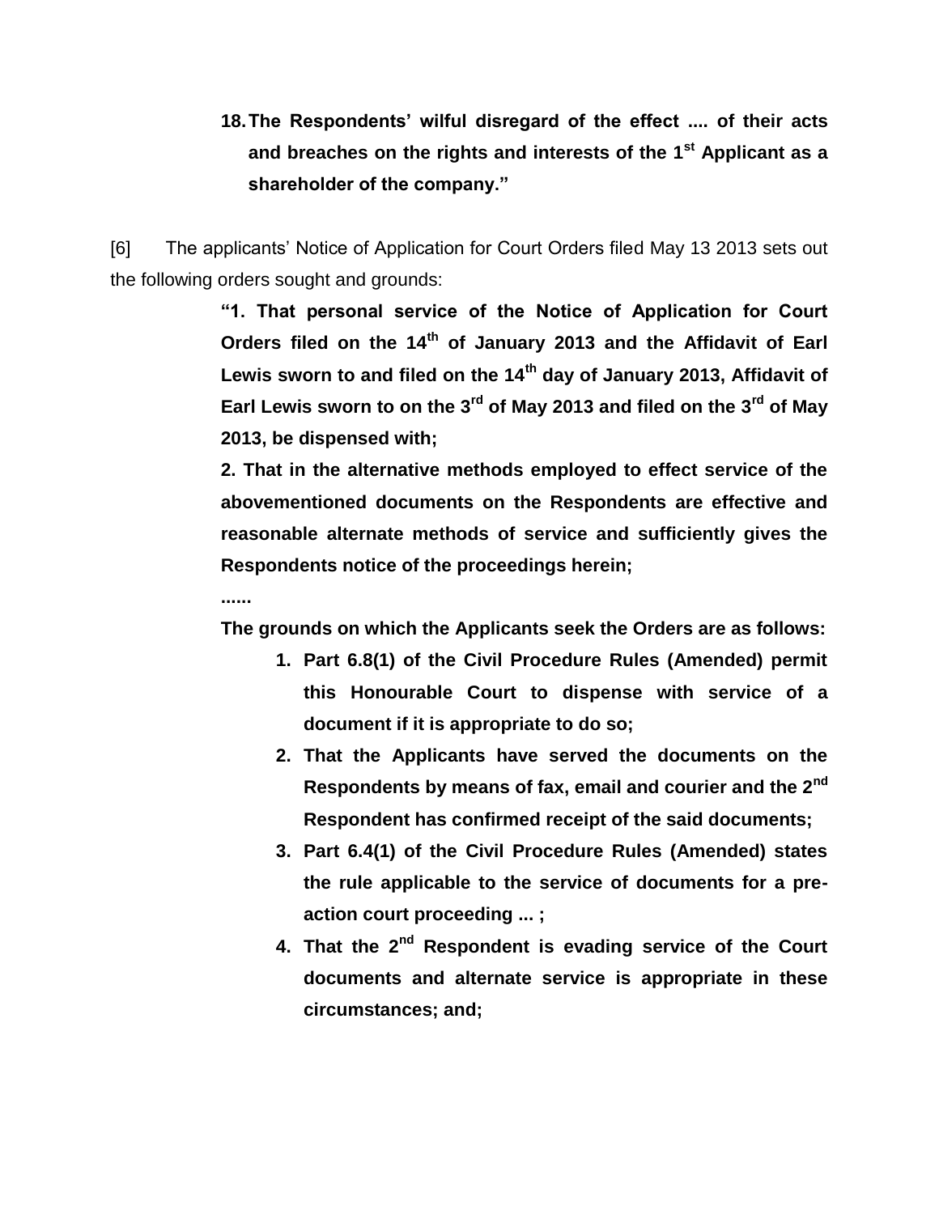**18. The Respondents' wilful disregard of the effect .... of their acts and breaches on the rights and interests of the 1st Applicant as a shareholder of the company."**

[6] The applicants' Notice of Application for Court Orders filed May 13 2013 sets out the following orders sought and grounds:

> **"1. That personal service of the Notice of Application for Court Orders filed on the 14th of January 2013 and the Affidavit of Earl Lewis sworn to and filed on the 14th day of January 2013, Affidavit of Earl Lewis sworn to on the 3rd of May 2013 and filed on the 3rd of May 2013, be dispensed with;**
>
> **2. That in the alternative methods employed to effect service of the abovementioned documents on the Respondents are effective and reasonable alternate methods of service and sufficiently gives the Respondents notice of the proceedings herein;**
>
> **......**
>
> **The grounds on which the Applicants seek the Orders are as follows:**
>
> 1. **Part 6.8(1) of the Civil Procedure Rules (Amended) permit this Honourable Court to dispense with service of a document if it is appropriate to do so;**
> 2. **That the Applicants have served the documents on the Respondents by means of fax, email and courier and the 2nd Respondent has confirmed receipt of the said documents;**
> 3. **Part 6.4(1) of the Civil Procedure Rules (Amended) states the rule applicable to the service of documents for a pre-action court proceeding ... ;**
> 4. **That the 2nd Respondent is evading service of the Court documents and alternate service is appropriate in these circumstances; and;**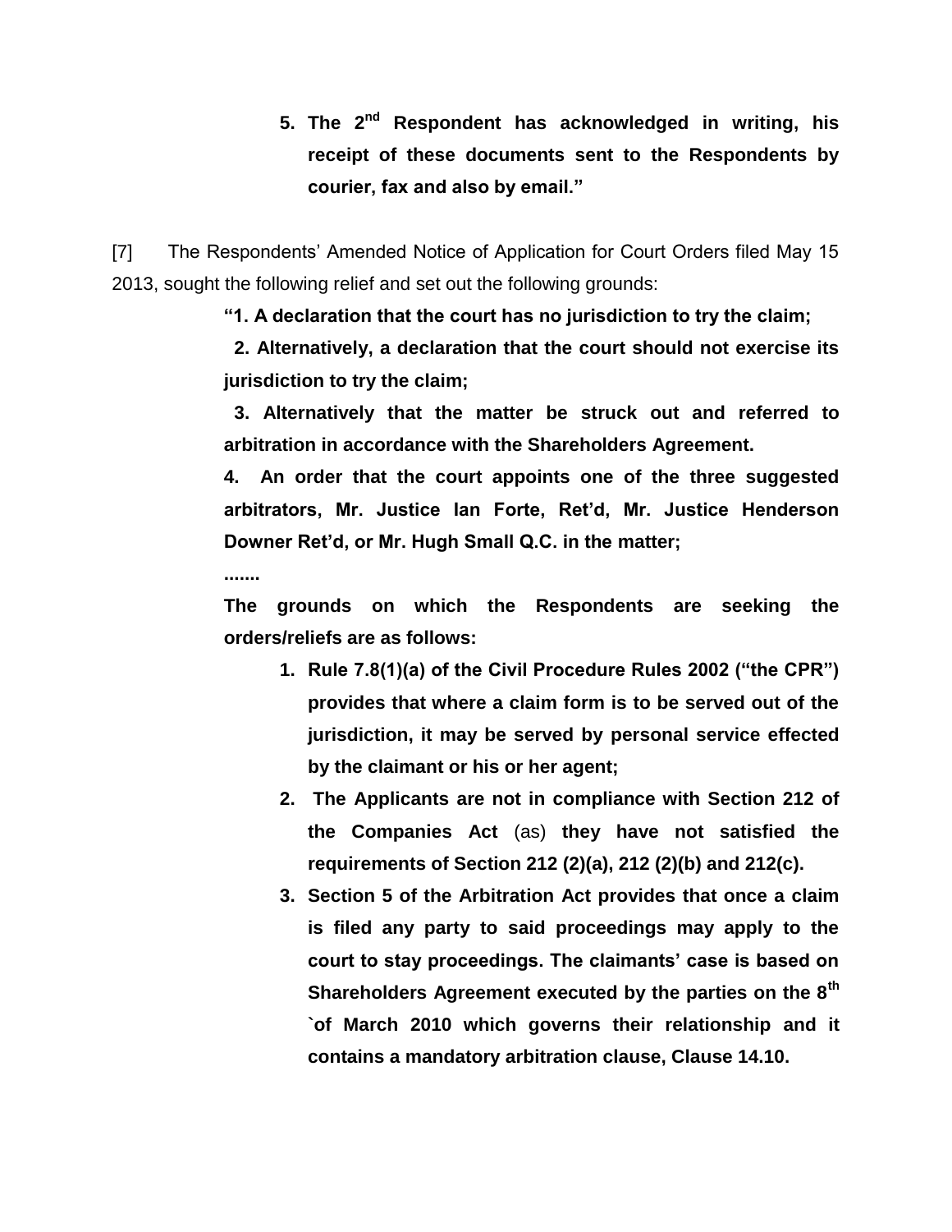5. **The 2nd Respondent has acknowledged in writing, his receipt of these documents sent to the Respondents by courier, fax and also by email."**

[7] The Respondents' Amended Notice of Application for Court Orders filed May 15 2013, sought the following relief and set out the following grounds:

> **"1. A declaration that the court has no jurisdiction to try the claim;**
>
> **2. Alternatively, a declaration that the court should not exercise its jurisdiction to try the claim;**
>
> **3. Alternatively that the matter be struck out and referred to arbitration in accordance with the Shareholders Agreement.**
>
> **4. An order that the court appoints one of the three suggested arbitrators, Mr. Justice Ian Forte, Ret'd, Mr. Justice Henderson Downer Ret'd, or Mr. Hugh Small Q.C. in the matter;**
>
> **.......**
>
> **The grounds on which the Respondents are seeking the orders/reliefs are as follows:**
>
> 1. **Rule 7.8(1)(a) of the Civil Procedure Rules 2002 ("the CPR") provides that where a claim form is to be served out of the jurisdiction, it may be served by personal service effected by the claimant or his or her agent;**
> 2. **The Applicants are not in compliance with Section 212 of the Companies Act** (as) **they have not satisfied the requirements of Section 212 (2)(a), 212 (2)(b) and 212(c).**
> 3. **Section 5 of the Arbitration Act provides that once a claim is filed any party to said proceedings may apply to the court to stay proceedings. The claimants' case is based on Shareholders Agreement executed by the parties on the 8th `of March 2010 which governs their relationship and it contains a mandatory arbitration clause, Clause 14.10.**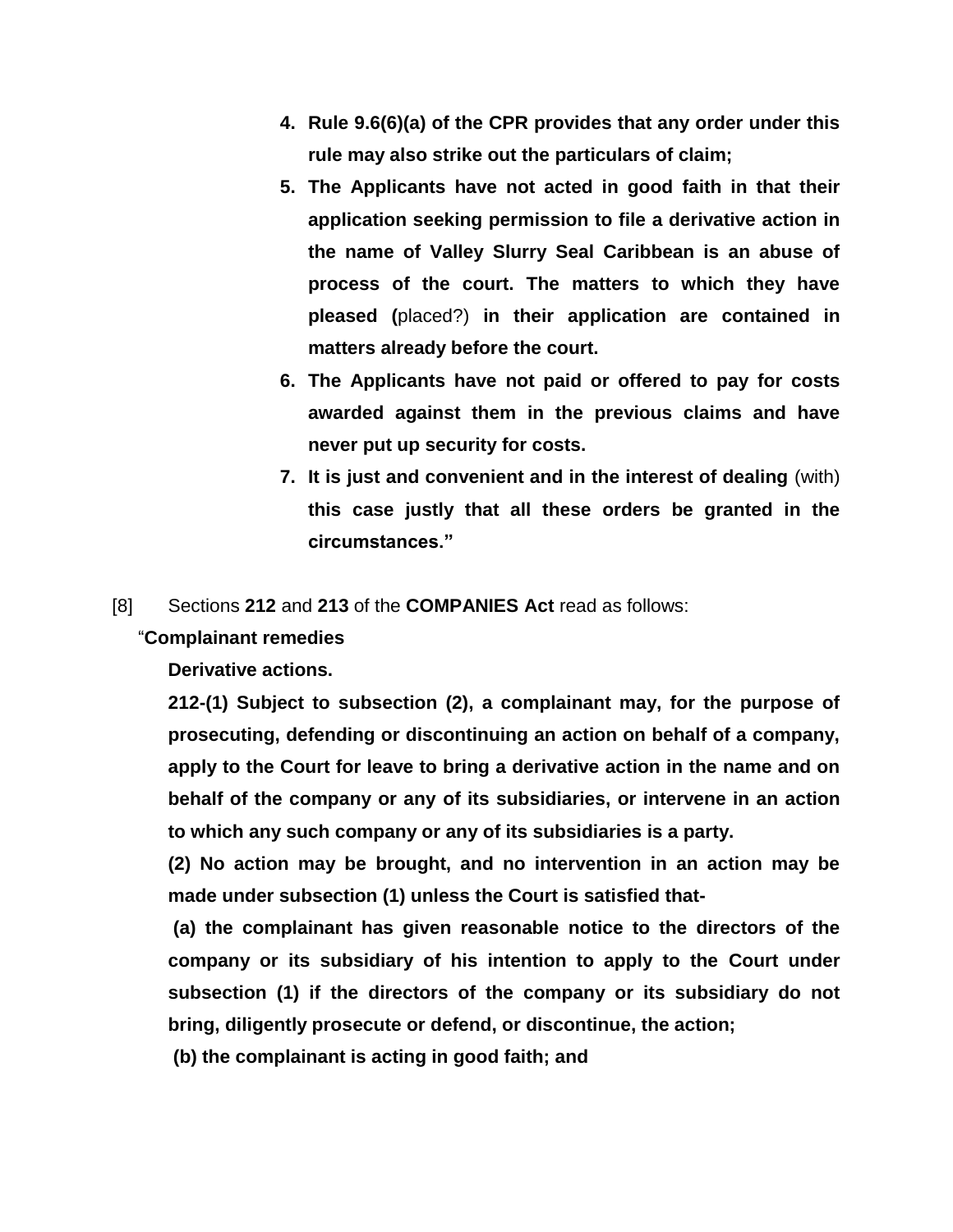4. **Rule 9.6(6)(a) of the CPR provides that any order under this rule may also strike out the particulars of claim;**
5. **The Applicants have not acted in good faith in that their application seeking permission to file a derivative action in the name of Valley Slurry Seal Caribbean is an abuse of process of the court. The matters to which they have pleased (**placed?) **in their application are contained in matters already before the court.**
6. **The Applicants have not paid or offered to pay for costs awarded against them in the previous claims and have never put up security for costs.**
7. **It is just and convenient and in the interest of dealing** (with) **this case justly that all these orders be granted in the circumstances."**

[8] Sections **212** and **213** of the **COMPANIES Act** read as follows:

"**Complainant remedies**

**Derivative actions.**

**212-(1) Subject to subsection (2), a complainant may, for the purpose of prosecuting, defending or discontinuing an action on behalf of a company, apply to the Court for leave to bring a derivative action in the name and on behalf of the company or any of its subsidiaries, or intervene in an action to which any such company or any of its subsidiaries is a party.**

**(2) No action may be brought, and no intervention in an action may be made under subsection (1) unless the Court is satisfied that-**

**(a) the complainant has given reasonable notice to the directors of the company or its subsidiary of his intention to apply to the Court under subsection (1) if the directors of the company or its subsidiary do not bring, diligently prosecute or defend, or discontinue, the action;**

**(b) the complainant is acting in good faith; and**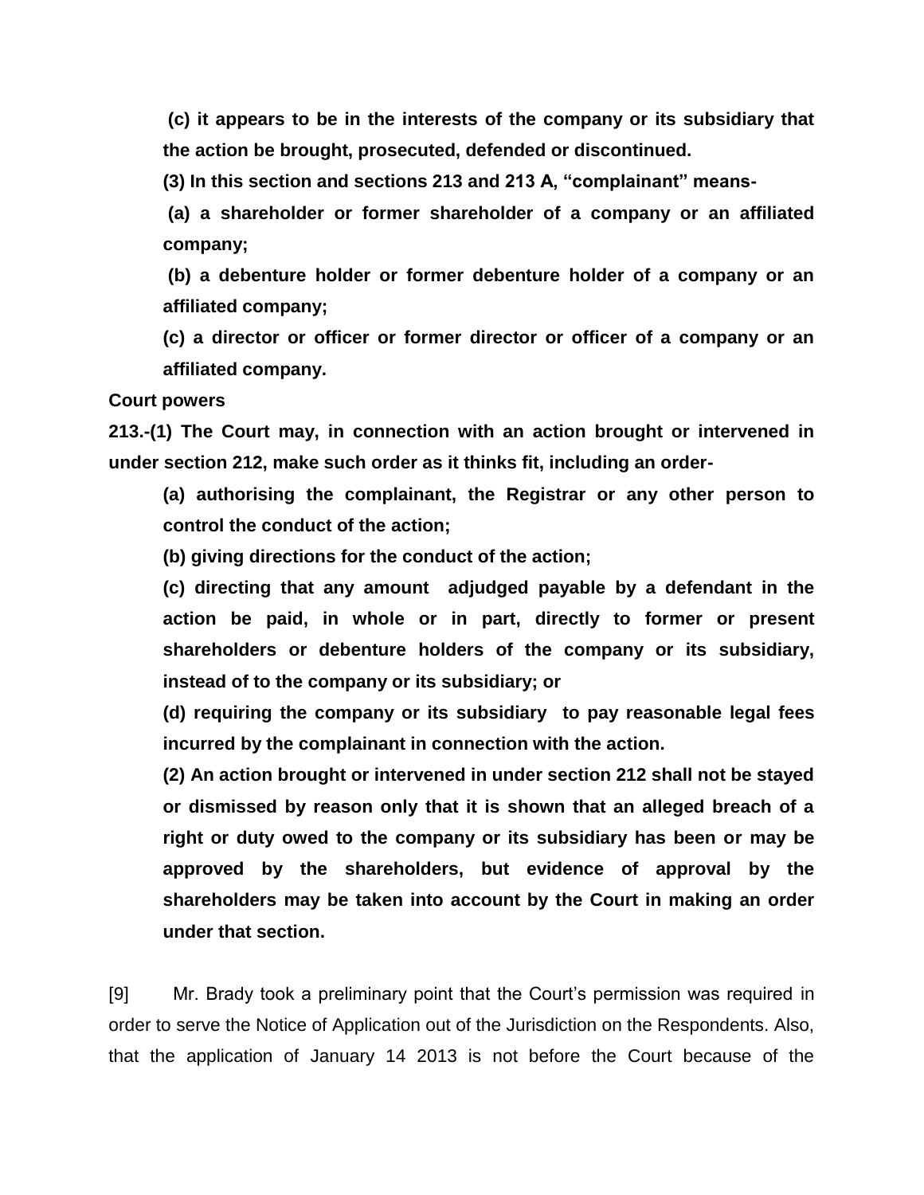**(c) it appears to be in the interests of the company or its subsidiary that the action be brought, prosecuted, defended or discontinued.**

**(3) In this section and sections 213 and 213 A, "complainant" means-**

**(a) a shareholder or former shareholder of a company or an affiliated company;**

**(b) a debenture holder or former debenture holder of a company or an affiliated company;**

**(c) a director or officer or former director or officer of a company or an affiliated company.**

**Court powers**

**213.-(1) The Court may, in connection with an action brought or intervened in under section 212, make such order as it thinks fit, including an order-**

**(a) authorising the complainant, the Registrar or any other person to control the conduct of the action;**

**(b) giving directions for the conduct of the action;**

**(c) directing that any amount adjudged payable by a defendant in the action be paid, in whole or in part, directly to former or present shareholders or debenture holders of the company or its subsidiary, instead of to the company or its subsidiary; or**

**(d) requiring the company or its subsidiary to pay reasonable legal fees incurred by the complainant in connection with the action.**

**(2) An action brought or intervened in under section 212 shall not be stayed or dismissed by reason only that it is shown that an alleged breach of a right or duty owed to the company or its subsidiary has been or may be approved by the shareholders, but evidence of approval by the shareholders may be taken into account by the Court in making an order under that section.**

[9] Mr. Brady took a preliminary point that the Court's permission was required in order to serve the Notice of Application out of the Jurisdiction on the Respondents. Also, that the application of January 14 2013 is not before the Court because of the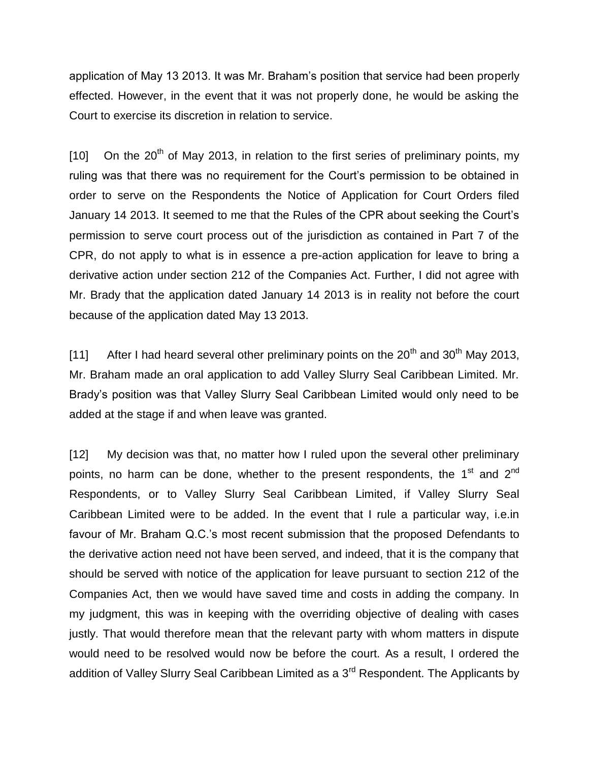application of May 13 2013. It was Mr. Braham's position that service had been properly effected. However, in the event that it was not properly done, he would be asking the Court to exercise its discretion in relation to service.

[10] On the 20th of May 2013, in relation to the first series of preliminary points, my ruling was that there was no requirement for the Court's permission to be obtained in order to serve on the Respondents the Notice of Application for Court Orders filed January 14 2013. It seemed to me that the Rules of the CPR about seeking the Court's permission to serve court process out of the jurisdiction as contained in Part 7 of the CPR, do not apply to what is in essence a pre-action application for leave to bring a derivative action under section 212 of the Companies Act. Further, I did not agree with Mr. Brady that the application dated January 14 2013 is in reality not before the court because of the application dated May 13 2013.

[11] After I had heard several other preliminary points on the 20th and 30th May 2013, Mr. Braham made an oral application to add Valley Slurry Seal Caribbean Limited. Mr. Brady's position was that Valley Slurry Seal Caribbean Limited would only need to be added at the stage if and when leave was granted.

[12] My decision was that, no matter how I ruled upon the several other preliminary points, no harm can be done, whether to the present respondents, the 1st and 2nd Respondents, or to Valley Slurry Seal Caribbean Limited, if Valley Slurry Seal Caribbean Limited were to be added. In the event that I rule a particular way, i.e.in favour of Mr. Braham Q.C.'s most recent submission that the proposed Defendants to the derivative action need not have been served, and indeed, that it is the company that should be served with notice of the application for leave pursuant to section 212 of the Companies Act, then we would have saved time and costs in adding the company. In my judgment, this was in keeping with the overriding objective of dealing with cases justly. That would therefore mean that the relevant party with whom matters in dispute would need to be resolved would now be before the court. As a result, I ordered the addition of Valley Slurry Seal Caribbean Limited as a 3rd Respondent. The Applicants by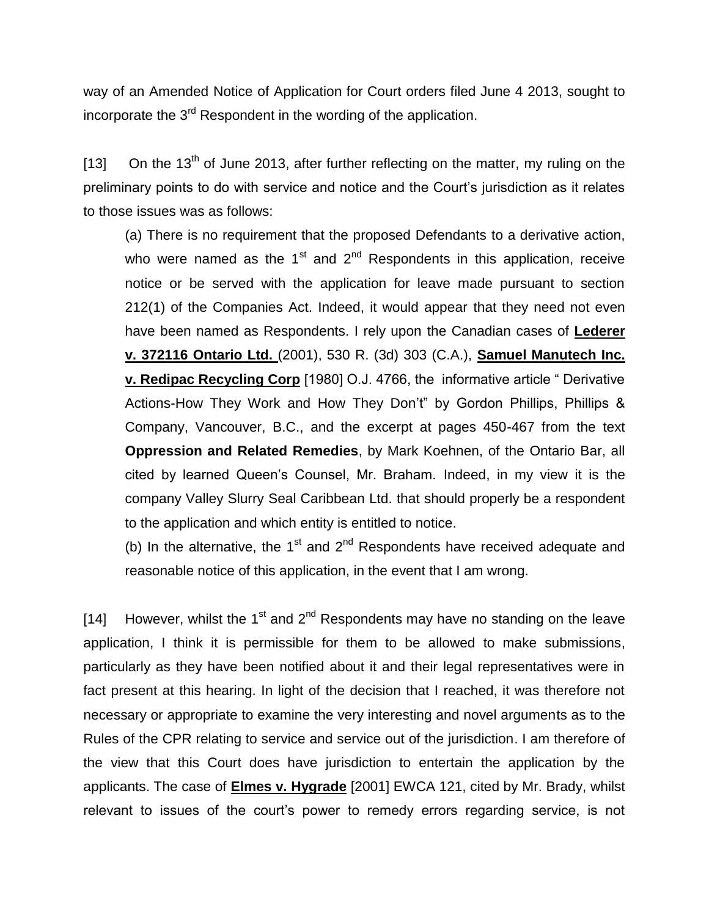way of an Amended Notice of Application for Court orders filed June 4 2013, sought to incorporate the 3rd Respondent in the wording of the application.

[13] On the 13th of June 2013, after further reflecting on the matter, my ruling on the preliminary points to do with service and notice and the Court's jurisdiction as it relates to those issues was as follows:

> (a) There is no requirement that the proposed Defendants to a derivative action, who were named as the 1st and 2nd Respondents in this application, receive notice or be served with the application for leave made pursuant to section 212(1) of the Companies Act. Indeed, it would appear that they need not even have been named as Respondents. I rely upon the Canadian cases of **<u>Lederer v. 372116 Ontario Ltd.</u>** (2001), 530 R. (3d) 303 (C.A.), **<u>Samuel Manutech Inc. v. Redipac Recycling Corp</u>** [1980] O.J. 4766, the informative article " Derivative Actions-How They Work and How They Don't" by Gordon Phillips, Phillips & Company, Vancouver, B.C., and the excerpt at pages 450-467 from the text **Oppression and Related Remedies**, by Mark Koehnen, of the Ontario Bar, all cited by learned Queen's Counsel, Mr. Braham. Indeed, in my view it is the company Valley Slurry Seal Caribbean Ltd. that should properly be a respondent to the application and which entity is entitled to notice.
>
> (b) In the alternative, the 1st and 2nd Respondents have received adequate and reasonable notice of this application, in the event that I am wrong.

[14] However, whilst the 1st and 2nd Respondents may have no standing on the leave application, I think it is permissible for them to be allowed to make submissions, particularly as they have been notified about it and their legal representatives were in fact present at this hearing. In light of the decision that I reached, it was therefore not necessary or appropriate to examine the very interesting and novel arguments as to the Rules of the CPR relating to service and service out of the jurisdiction. I am therefore of the view that this Court does have jurisdiction to entertain the application by the applicants. The case of **<u>Elmes v. Hygrade</u>** [2001] EWCA 121, cited by Mr. Brady, whilst relevant to issues of the court's power to remedy errors regarding service, is not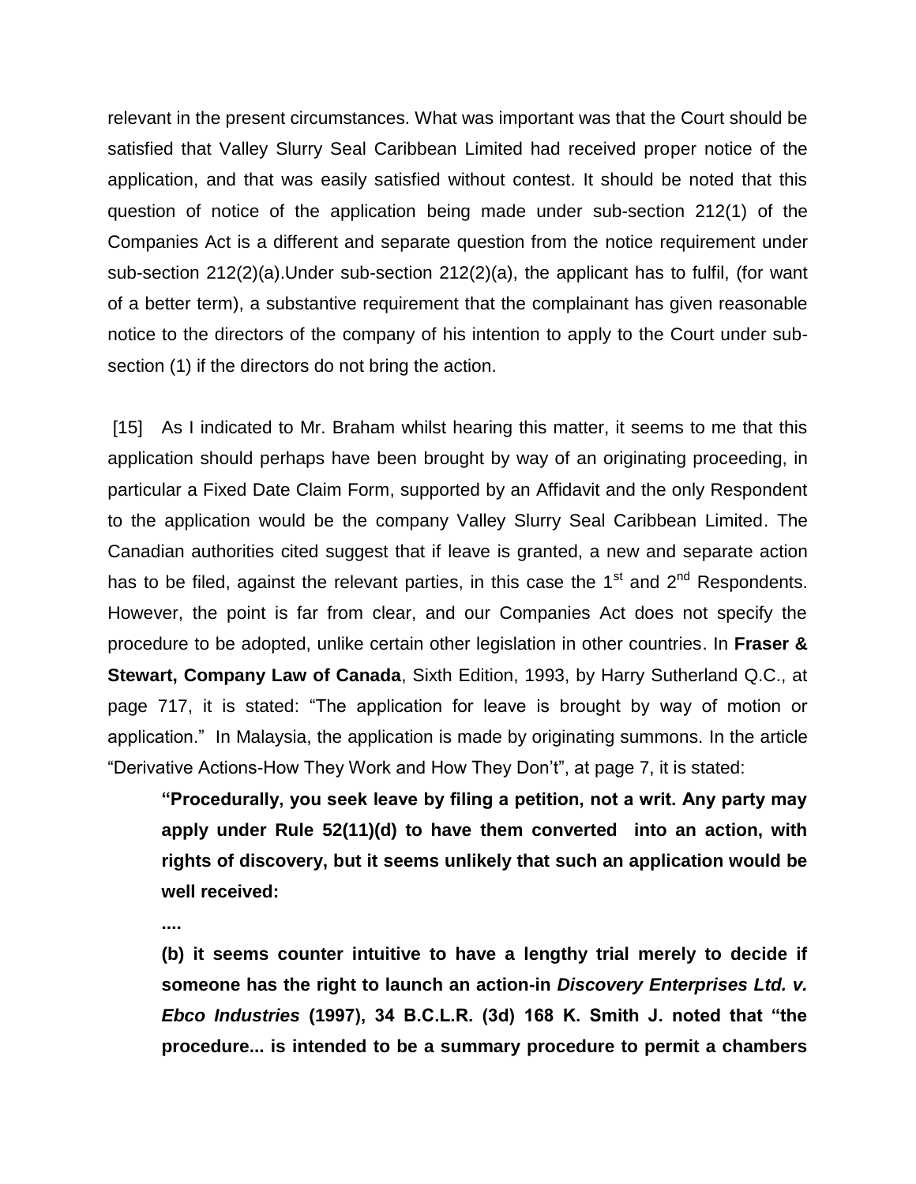relevant in the present circumstances. What was important was that the Court should be satisfied that Valley Slurry Seal Caribbean Limited had received proper notice of the application, and that was easily satisfied without contest. It should be noted that this question of notice of the application being made under sub-section 212(1) of the Companies Act is a different and separate question from the notice requirement under sub-section 212(2)(a).Under sub-section 212(2)(a), the applicant has to fulfil, (for want of a better term), a substantive requirement that the complainant has given reasonable notice to the directors of the company of his intention to apply to the Court under sub-section (1) if the directors do not bring the action.

[15] As I indicated to Mr. Braham whilst hearing this matter, it seems to me that this application should perhaps have been brought by way of an originating proceeding, in particular a Fixed Date Claim Form, supported by an Affidavit and the only Respondent to the application would be the company Valley Slurry Seal Caribbean Limited. The Canadian authorities cited suggest that if leave is granted, a new and separate action has to be filed, against the relevant parties, in this case the 1st and 2nd Respondents. However, the point is far from clear, and our Companies Act does not specify the procedure to be adopted, unlike certain other legislation in other countries. In **Fraser & Stewart, Company Law of Canada**, Sixth Edition, 1993, by Harry Sutherland Q.C., at page 717, it is stated: "The application for leave is brought by way of motion or application." In Malaysia, the application is made by originating summons. In the article "Derivative Actions-How They Work and How They Don't", at page 7, it is stated:

> **"Procedurally, you seek leave by filing a petition, not a writ. Any party may apply under Rule 52(11)(d) to have them converted into an action, with rights of discovery, but it seems unlikely that such an application would be well received:**
>
> **....**
>
> **(b) it seems counter intuitive to have a lengthy trial merely to decide if someone has the right to launch an action-in *Discovery Enterprises Ltd. v. Ebco Industries* (1997), 34 B.C.L.R. (3d) 168 K. Smith J. noted that "the procedure... is intended to be a summary procedure to permit a chambers**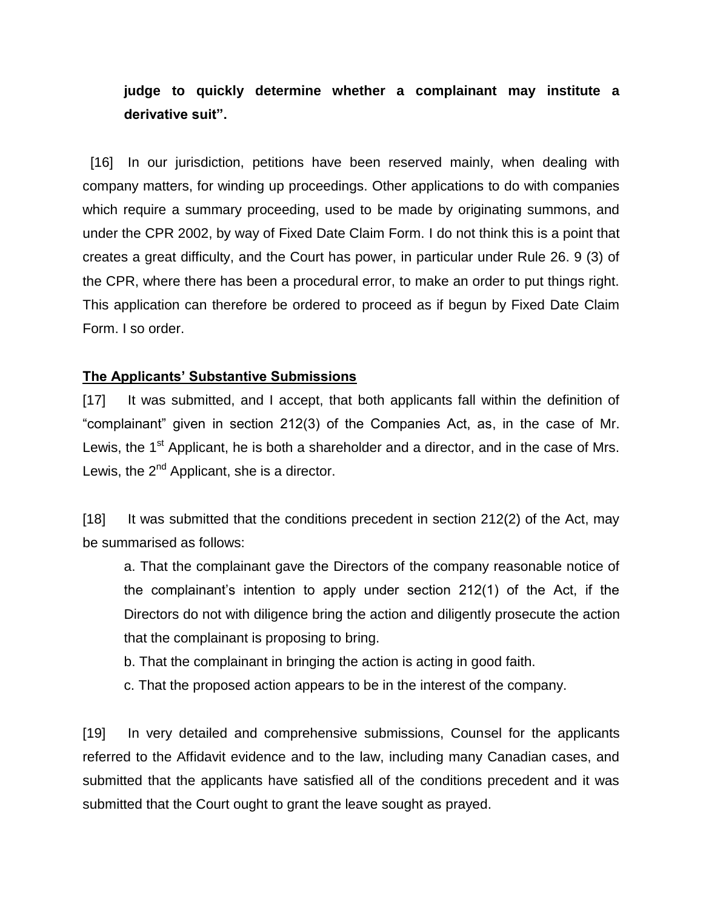**judge to quickly determine whether a complainant may institute a derivative suit".**

[16] In our jurisdiction, petitions have been reserved mainly, when dealing with company matters, for winding up proceedings. Other applications to do with companies which require a summary proceeding, used to be made by originating summons, and under the CPR 2002, by way of Fixed Date Claim Form. I do not think this is a point that creates a great difficulty, and the Court has power, in particular under Rule 26. 9 (3) of the CPR, where there has been a procedural error, to make an order to put things right. This application can therefore be ordered to proceed as if begun by Fixed Date Claim Form. I so order.

## The Applicants' Substantive Submissions

[17] It was submitted, and I accept, that both applicants fall within the definition of "complainant" given in section 212(3) of the Companies Act, as, in the case of Mr. Lewis, the 1st Applicant, he is both a shareholder and a director, and in the case of Mrs. Lewis, the 2nd Applicant, she is a director.

[18] It was submitted that the conditions precedent in section 212(2) of the Act, may be summarised as follows:

a. That the complainant gave the Directors of the company reasonable notice of the complainant's intention to apply under section 212(1) of the Act, if the Directors do not with diligence bring the action and diligently prosecute the action that the complainant is proposing to bring.

b. That the complainant in bringing the action is acting in good faith.

c. That the proposed action appears to be in the interest of the company.

[19] In very detailed and comprehensive submissions, Counsel for the applicants referred to the Affidavit evidence and to the law, including many Canadian cases, and submitted that the applicants have satisfied all of the conditions precedent and it was submitted that the Court ought to grant the leave sought as prayed.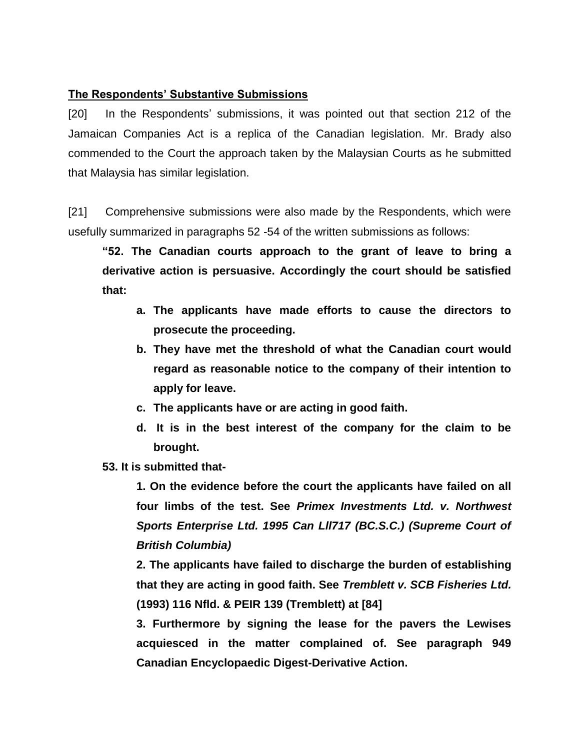**<u>The Respondents' Substantive Submissions</u>**

[20] In the Respondents' submissions, it was pointed out that section 212 of the Jamaican Companies Act is a replica of the Canadian legislation. Mr. Brady also commended to the Court the approach taken by the Malaysian Courts as he submitted that Malaysia has similar legislation.

[21] Comprehensive submissions were also made by the Respondents, which were usefully summarized in paragraphs 52 -54 of the written submissions as follows:

> **"52. The Canadian courts approach to the grant of leave to bring a derivative action is persuasive. Accordingly the court should be satisfied that:**
>
> **a. The applicants have made efforts to cause the directors to prosecute the proceeding.**
>
> **b. They have met the threshold of what the Canadian court would regard as reasonable notice to the company of their intention to apply for leave.**
>
> **c. The applicants have or are acting in good faith.**
>
> **d. It is in the best interest of the company for the claim to be brought.**
>
> **53. It is submitted that-**
>
> **1. On the evidence before the court the applicants have failed on all four limbs of the test. See *Primex Investments Ltd. v. Northwest Sports Enterprise Ltd. 1995 Can LIl717 (BC.S.C.) (Supreme Court of British Columbia)***
>
> **2. The applicants have failed to discharge the burden of establishing that they are acting in good faith. See *Tremblett v. SCB Fisheries Ltd.* (1993) 116 Nfld. & PEIR 139 (Tremblett) at [84]**
>
> **3. Furthermore by signing the lease for the pavers the Lewises acquiesced in the matter complained of. See paragraph 949 Canadian Encyclopaedic Digest-Derivative Action.**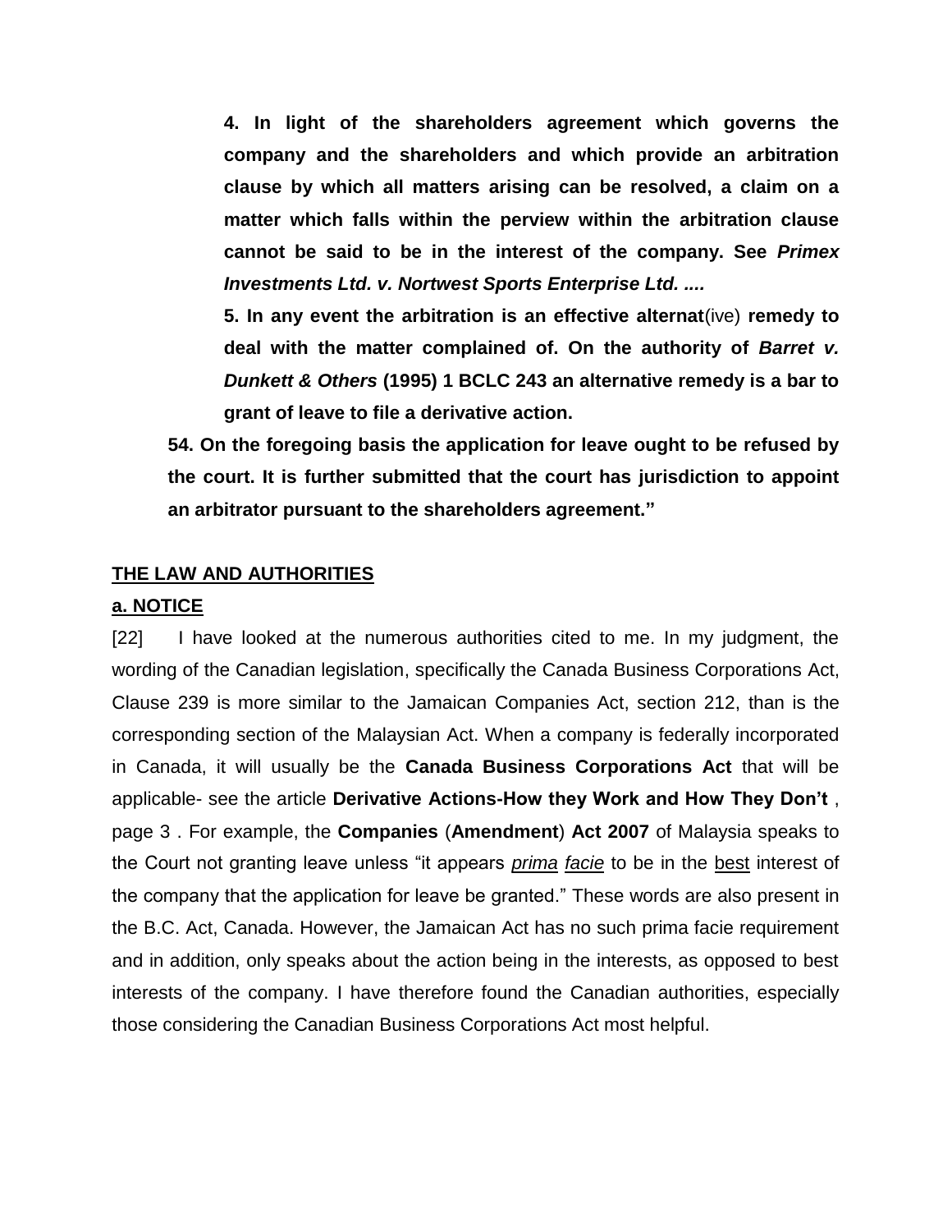**4. In light of the shareholders agreement which governs the company and the shareholders and which provide an arbitration clause by which all matters arising can be resolved, a claim on a matter which falls within the perview within the arbitration clause cannot be said to be in the interest of the company. See *Primex Investments Ltd. v. Nortwest Sports Enterprise Ltd. ....***

**5. In any event the arbitration is an effective alternat**(ive) **remedy to deal with the matter complained of. On the authority of *Barret v. Dunkett & Others* (1995) 1 BCLC 243 an alternative remedy is a bar to grant of leave to file a derivative action.**

**54. On the foregoing basis the application for leave ought to be refused by the court. It is further submitted that the court has jurisdiction to appoint an arbitrator pursuant to the shareholders agreement."**

## THE LAW AND AUTHORITIES

### a. NOTICE

[22] I have looked at the numerous authorities cited to me. In my judgment, the wording of the Canadian legislation, specifically the Canada Business Corporations Act, Clause 239 is more similar to the Jamaican Companies Act, section 212, than is the corresponding section of the Malaysian Act. When a company is federally incorporated in Canada, it will usually be the **Canada Business Corporations Act** that will be applicable- see the article **Derivative Actions-How they Work and How They Don't** , page 3 . For example, the **Companies** (**Amendment**) **Act 2007** of Malaysia speaks to the Court not granting leave unless "it appears *prima facie* to be in the best interest of the company that the application for leave be granted." These words are also present in the B.C. Act, Canada. However, the Jamaican Act has no such prima facie requirement and in addition, only speaks about the action being in the interests, as opposed to best interests of the company. I have therefore found the Canadian authorities, especially those considering the Canadian Business Corporations Act most helpful.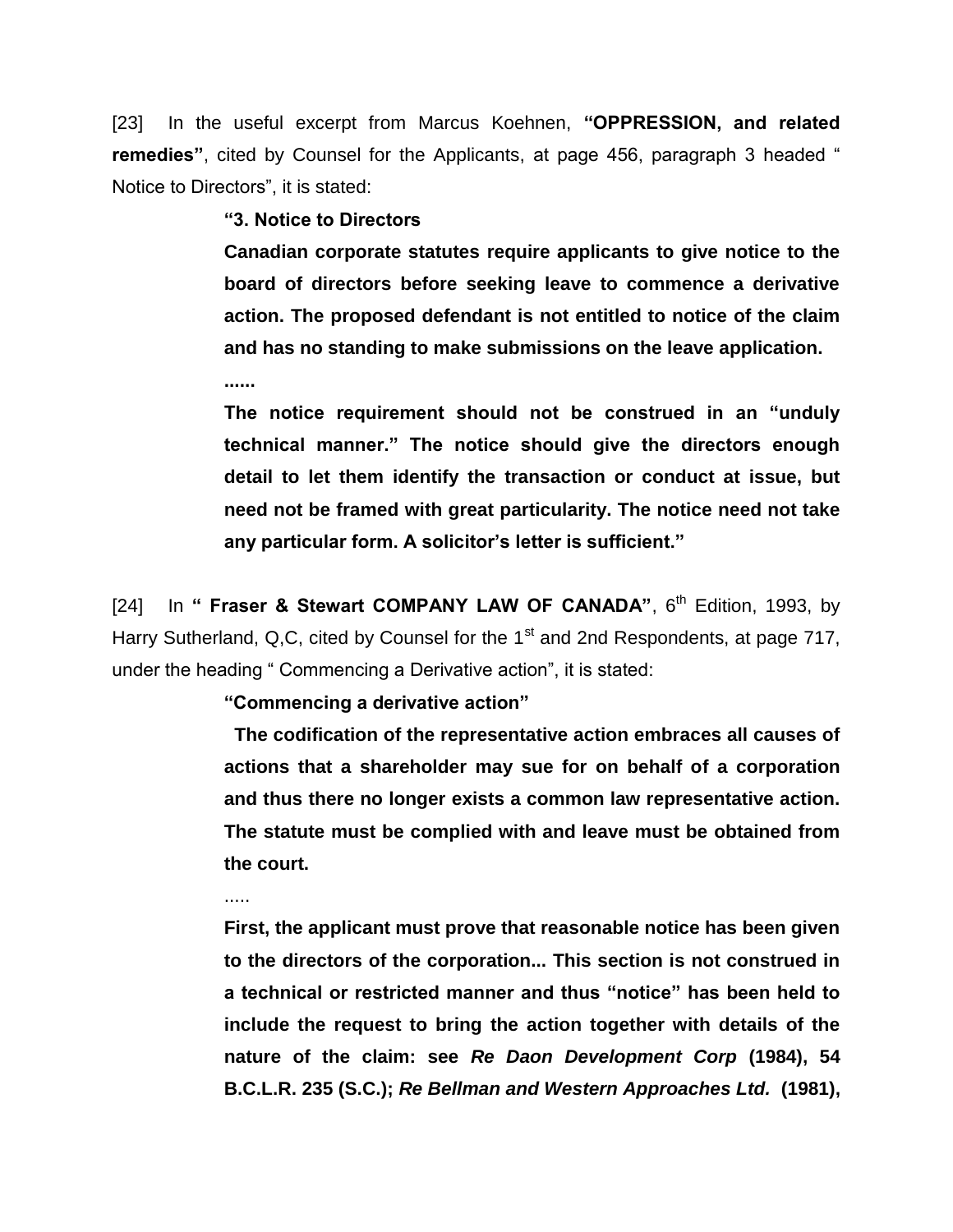[23] In the useful excerpt from Marcus Koehnen, **"OPPRESSION, and related remedies"**, cited by Counsel for the Applicants, at page 456, paragraph 3 headed " Notice to Directors", it is stated:

> **"3. Notice to Directors**
>
> **Canadian corporate statutes require applicants to give notice to the board of directors before seeking leave to commence a derivative action. The proposed defendant is not entitled to notice of the claim and has no standing to make submissions on the leave application.**
>
> **......**
>
> **The notice requirement should not be construed in an "unduly technical manner." The notice should give the directors enough detail to let them identify the transaction or conduct at issue, but need not be framed with great particularity. The notice need not take any particular form. A solicitor's letter is sufficient."**

[24] In **" Fraser & Stewart COMPANY LAW OF CANADA"**, 6th Edition, 1993, by Harry Sutherland, Q,C, cited by Counsel for the 1st and 2nd Respondents, at page 717, under the heading " Commencing a Derivative action", it is stated:

> **"Commencing a derivative action"**
>
> **The codification of the representative action embraces all causes of actions that a shareholder may sue for on behalf of a corporation and thus there no longer exists a common law representative action. The statute must be complied with and leave must be obtained from the court.**
>
> .....
>
> **First, the applicant must prove that reasonable notice has been given to the directors of the corporation... This section is not construed in a technical or restricted manner and thus "notice" has been held to include the request to bring the action together with details of the nature of the claim: see *Re Daon Development Corp* (1984), 54 B.C.L.R. 235 (S.C.); *Re Bellman and Western Approaches Ltd.* (1981),**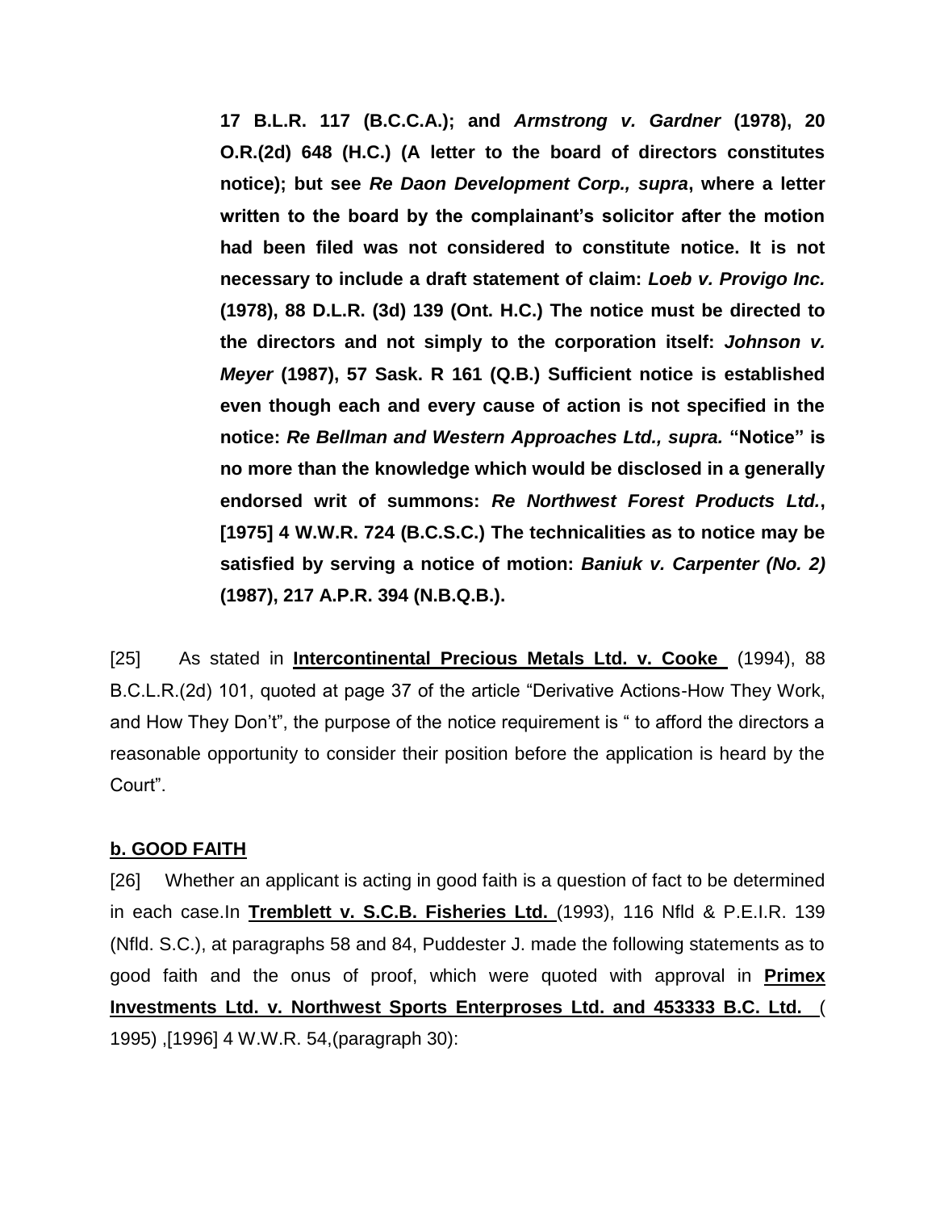**17 B.L.R. 117 (B.C.C.A.); and *Armstrong v. Gardner* (1978), 20 O.R.(2d) 648 (H.C.) (A letter to the board of directors constitutes notice); but see *Re Daon Development Corp., supra*, where a letter written to the board by the complainant's solicitor after the motion had been filed was not considered to constitute notice. It is not necessary to include a draft statement of claim: *Loeb v. Provigo Inc.* (1978), 88 D.L.R. (3d) 139 (Ont. H.C.) The notice must be directed to the directors and not simply to the corporation itself: *Johnson v. Meyer* (1987), 57 Sask. R 161 (Q.B.) Sufficient notice is established even though each and every cause of action is not specified in the notice: *Re Bellman and Western Approaches Ltd., supra.* "Notice" is no more than the knowledge which would be disclosed in a generally endorsed writ of summons: *Re Northwest Forest Products Ltd.*, [1975] 4 W.W.R. 724 (B.C.S.C.) The technicalities as to notice may be satisfied by serving a notice of motion: *Baniuk v. Carpenter (No. 2)* (1987), 217 A.P.R. 394 (N.B.Q.B.).**

[25] As stated in **Intercontinental Precious Metals Ltd. v. Cooke** (1994), 88 B.C.L.R.(2d) 101, quoted at page 37 of the article "Derivative Actions-How They Work, and How They Don't", the purpose of the notice requirement is " to afford the directors a reasonable opportunity to consider their position before the application is heard by the Court".

**b. GOOD FAITH**

[26] Whether an applicant is acting in good faith is a question of fact to be determined in each case.In **Tremblett v. S.C.B. Fisheries Ltd.** (1993), 116 Nfld & P.E.I.R. 139 (Nfld. S.C.), at paragraphs 58 and 84, Puddester J. made the following statements as to good faith and the onus of proof, which were quoted with approval in **Primex Investments Ltd. v. Northwest Sports Enterproses Ltd. and 453333 B.C. Ltd.** ( 1995) ,[1996] 4 W.W.R. 54,(paragraph 30):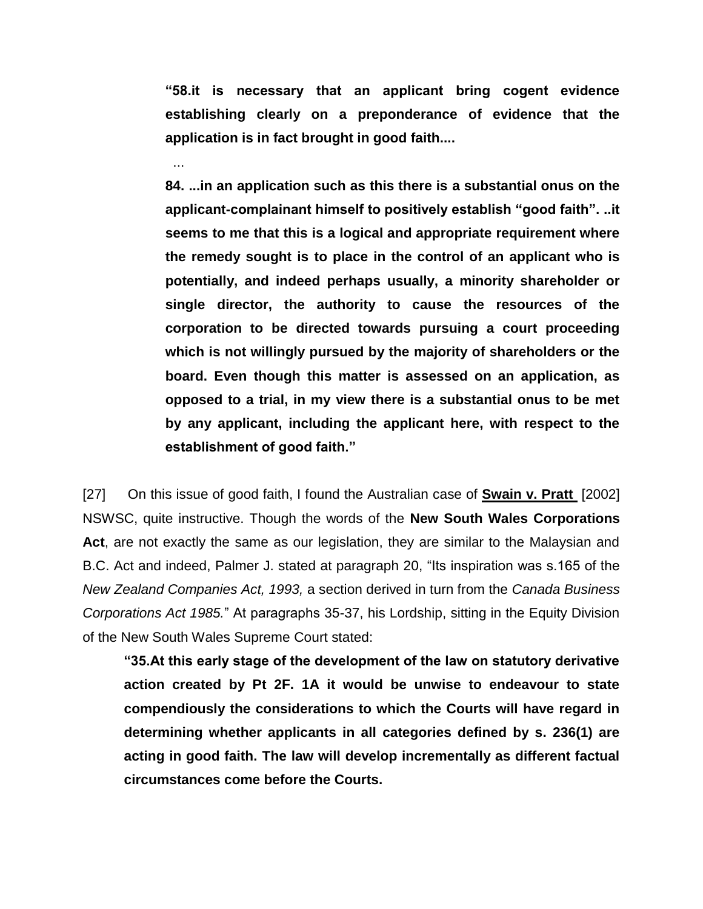> **"58.it is necessary that an applicant bring cogent evidence establishing clearly on a preponderance of evidence that the application is in fact brought in good faith....**
>
> ...
>
> **84. ...in an application such as this there is a substantial onus on the applicant-complainant himself to positively establish "good faith". ..it seems to me that this is a logical and appropriate requirement where the remedy sought is to place in the control of an applicant who is potentially, and indeed perhaps usually, a minority shareholder or single director, the authority to cause the resources of the corporation to be directed towards pursuing a court proceeding which is not willingly pursued by the majority of shareholders or the board. Even though this matter is assessed on an application, as opposed to a trial, in my view there is a substantial onus to be met by any applicant, including the applicant here, with respect to the establishment of good faith."**

[27] On this issue of good faith, I found the Australian case of **Swain v. Pratt** [2002] NSWSC, quite instructive. Though the words of the **New South Wales Corporations Act**, are not exactly the same as our legislation, they are similar to the Malaysian and B.C. Act and indeed, Palmer J. stated at paragraph 20, "Its inspiration was s.165 of the *New Zealand Companies Act, 1993,* a section derived in turn from the *Canada Business Corporations Act 1985.*" At paragraphs 35-37, his Lordship, sitting in the Equity Division of the New South Wales Supreme Court stated:

> **"35.At this early stage of the development of the law on statutory derivative action created by Pt 2F. 1A it would be unwise to endeavour to state compendiously the considerations to which the Courts will have regard in determining whether applicants in all categories defined by s. 236(1) are acting in good faith. The law will develop incrementally as different factual circumstances come before the Courts.**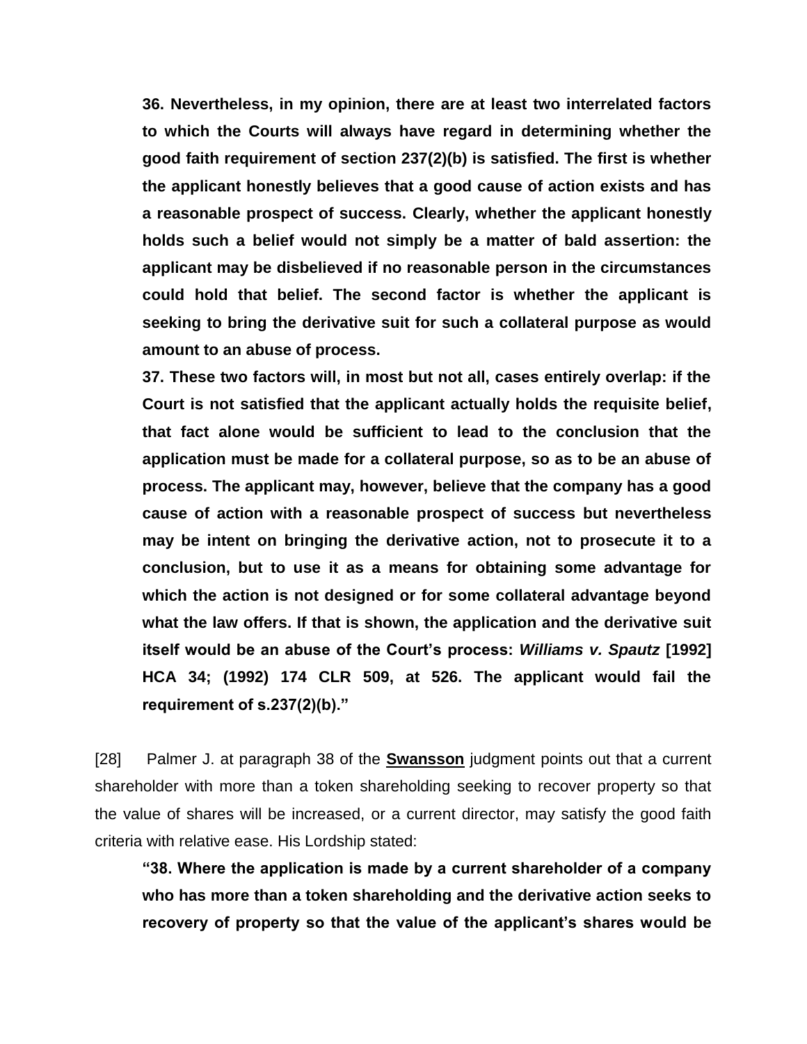**36. Nevertheless, in my opinion, there are at least two interrelated factors to which the Courts will always have regard in determining whether the good faith requirement of section 237(2)(b) is satisfied. The first is whether the applicant honestly believes that a good cause of action exists and has a reasonable prospect of success. Clearly, whether the applicant honestly holds such a belief would not simply be a matter of bald assertion: the applicant may be disbelieved if no reasonable person in the circumstances could hold that belief. The second factor is whether the applicant is seeking to bring the derivative suit for such a collateral purpose as would amount to an abuse of process.**

**37. These two factors will, in most but not all, cases entirely overlap: if the Court is not satisfied that the applicant actually holds the requisite belief, that fact alone would be sufficient to lead to the conclusion that the application must be made for a collateral purpose, so as to be an abuse of process. The applicant may, however, believe that the company has a good cause of action with a reasonable prospect of success but nevertheless may be intent on bringing the derivative action, not to prosecute it to a conclusion, but to use it as a means for obtaining some advantage for which the action is not designed or for some collateral advantage beyond what the law offers. If that is shown, the application and the derivative suit itself would be an abuse of the Court's process: *Williams v. Spautz* [1992] HCA 34; (1992) 174 CLR 509, at 526. The applicant would fail the requirement of s.237(2)(b)."**

[28] Palmer J. at paragraph 38 of the **Swansson** judgment points out that a current shareholder with more than a token shareholding seeking to recover property so that the value of shares will be increased, or a current director, may satisfy the good faith criteria with relative ease. His Lordship stated:

**"38. Where the application is made by a current shareholder of a company who has more than a token shareholding and the derivative action seeks to recovery of property so that the value of the applicant's shares would be**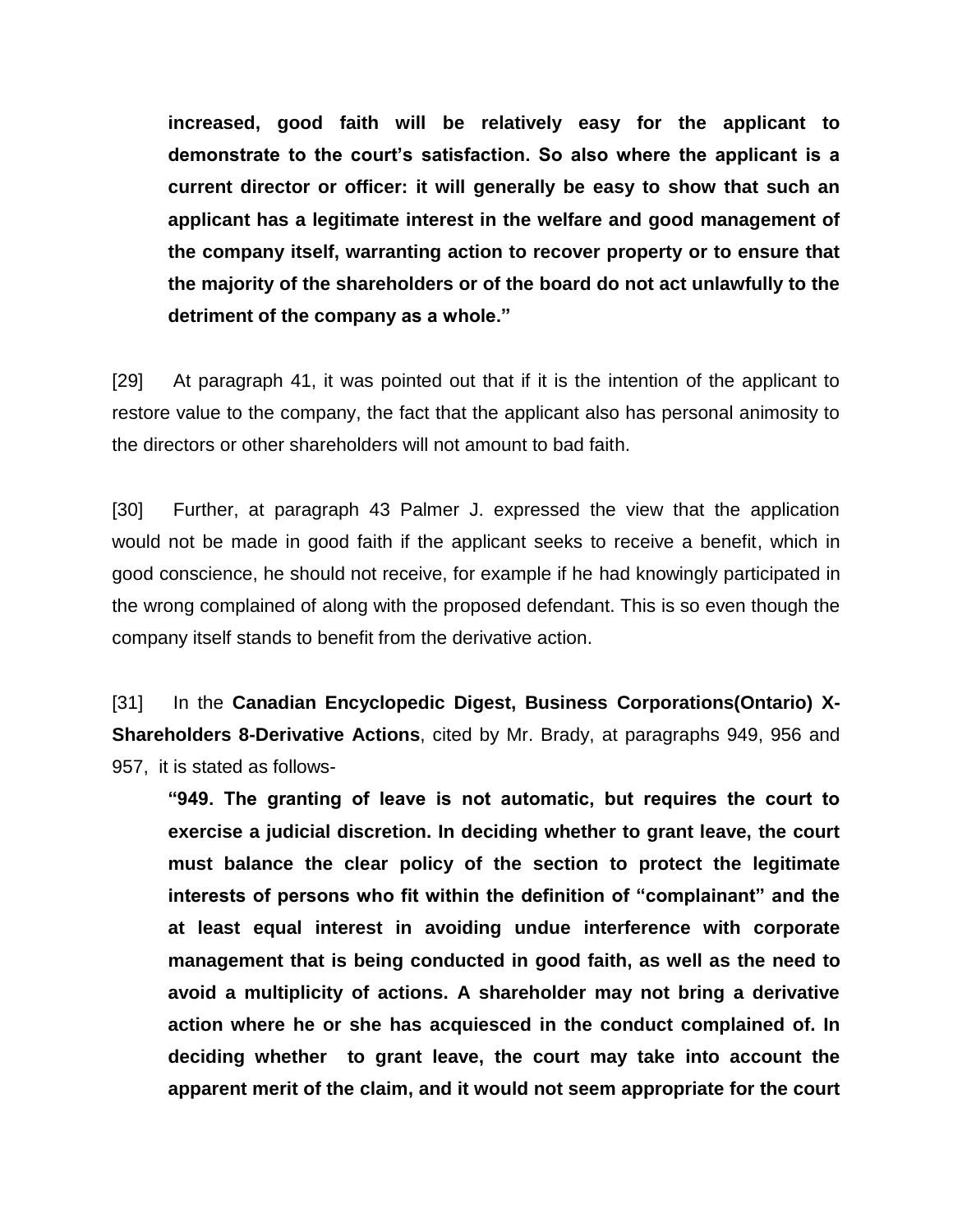**increased, good faith will be relatively easy for the applicant to demonstrate to the court's satisfaction. So also where the applicant is a current director or officer: it will generally be easy to show that such an applicant has a legitimate interest in the welfare and good management of the company itself, warranting action to recover property or to ensure that the majority of the shareholders or of the board do not act unlawfully to the detriment of the company as a whole."**

[29] At paragraph 41, it was pointed out that if it is the intention of the applicant to restore value to the company, the fact that the applicant also has personal animosity to the directors or other shareholders will not amount to bad faith.

[30] Further, at paragraph 43 Palmer J. expressed the view that the application would not be made in good faith if the applicant seeks to receive a benefit, which in good conscience, he should not receive, for example if he had knowingly participated in the wrong complained of along with the proposed defendant. This is so even though the company itself stands to benefit from the derivative action.

[31] In the **Canadian Encyclopedic Digest, Business Corporations(Ontario) X-Shareholders 8-Derivative Actions**, cited by Mr. Brady, at paragraphs 949, 956 and 957, it is stated as follows-

**"949. The granting of leave is not automatic, but requires the court to exercise a judicial discretion. In deciding whether to grant leave, the court must balance the clear policy of the section to protect the legitimate interests of persons who fit within the definition of "complainant" and the at least equal interest in avoiding undue interference with corporate management that is being conducted in good faith, as well as the need to avoid a multiplicity of actions. A shareholder may not bring a derivative action where he or she has acquiesced in the conduct complained of. In deciding whether to grant leave, the court may take into account the apparent merit of the claim, and it would not seem appropriate for the court**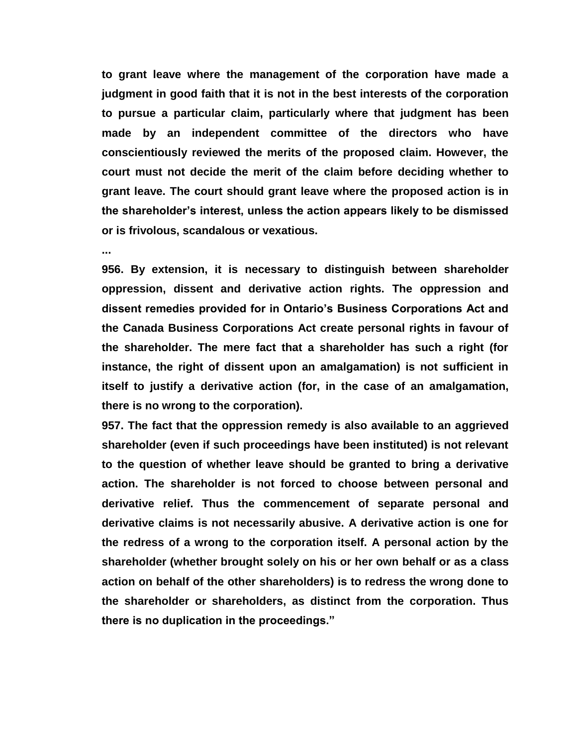**to grant leave where the management of the corporation have made a judgment in good faith that it is not in the best interests of the corporation to pursue a particular claim, particularly where that judgment has been made by an independent committee of the directors who have conscientiously reviewed the merits of the proposed claim. However, the court must not decide the merit of the claim before deciding whether to grant leave. The court should grant leave where the proposed action is in the shareholder's interest, unless the action appears likely to be dismissed or is frivolous, scandalous or vexatious.**

**...**

**956. By extension, it is necessary to distinguish between shareholder oppression, dissent and derivative action rights. The oppression and dissent remedies provided for in Ontario's Business Corporations Act and the Canada Business Corporations Act create personal rights in favour of the shareholder. The mere fact that a shareholder has such a right (for instance, the right of dissent upon an amalgamation) is not sufficient in itself to justify a derivative action (for, in the case of an amalgamation, there is no wrong to the corporation).**

**957. The fact that the oppression remedy is also available to an aggrieved shareholder (even if such proceedings have been instituted) is not relevant to the question of whether leave should be granted to bring a derivative action. The shareholder is not forced to choose between personal and derivative relief. Thus the commencement of separate personal and derivative claims is not necessarily abusive. A derivative action is one for the redress of a wrong to the corporation itself. A personal action by the shareholder (whether brought solely on his or her own behalf or as a class action on behalf of the other shareholders) is to redress the wrong done to the shareholder or shareholders, as distinct from the corporation. Thus there is no duplication in the proceedings."**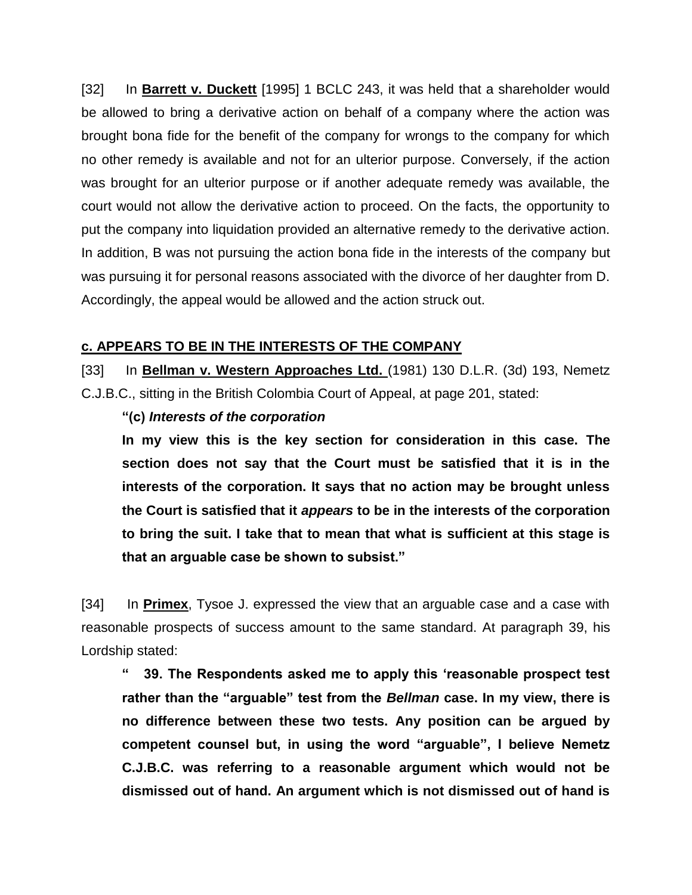[32] In **Barrett v. Duckett** [1995] 1 BCLC 243, it was held that a shareholder would be allowed to bring a derivative action on behalf of a company where the action was brought bona fide for the benefit of the company for wrongs to the company for which no other remedy is available and not for an ulterior purpose. Conversely, if the action was brought for an ulterior purpose or if another adequate remedy was available, the court would not allow the derivative action to proceed. On the facts, the opportunity to put the company into liquidation provided an alternative remedy to the derivative action. In addition, B was not pursuing the action bona fide in the interests of the company but was pursuing it for personal reasons associated with the divorce of her daughter from D. Accordingly, the appeal would be allowed and the action struck out.

### c. APPEARS TO BE IN THE INTERESTS OF THE COMPANY

[33] In **Bellman v. Western Approaches Ltd.** (1981) 130 D.L.R. (3d) 193, Nemetz C.J.B.C., sitting in the British Colombia Court of Appeal, at page 201, stated:

> **"(c) *Interests of the corporation***
>
> **In my view this is the key section for consideration in this case. The section does not say that the Court must be satisfied that it is in the interests of the corporation. It says that no action may be brought unless the Court is satisfied that it *appears* to be in the interests of the corporation to bring the suit. I take that to mean that what is sufficient at this stage is that an arguable case be shown to subsist."**

[34] In **Primex**, Tysoe J. expressed the view that an arguable case and a case with reasonable prospects of success amount to the same standard. At paragraph 39, his Lordship stated:

> **" 39. The Respondents asked me to apply this 'reasonable prospect test rather than the "arguable" test from the *Bellman* case. In my view, there is no difference between these two tests. Any position can be argued by competent counsel but, in using the word "arguable", I believe Nemetz C.J.B.C. was referring to a reasonable argument which would not be dismissed out of hand. An argument which is not dismissed out of hand is**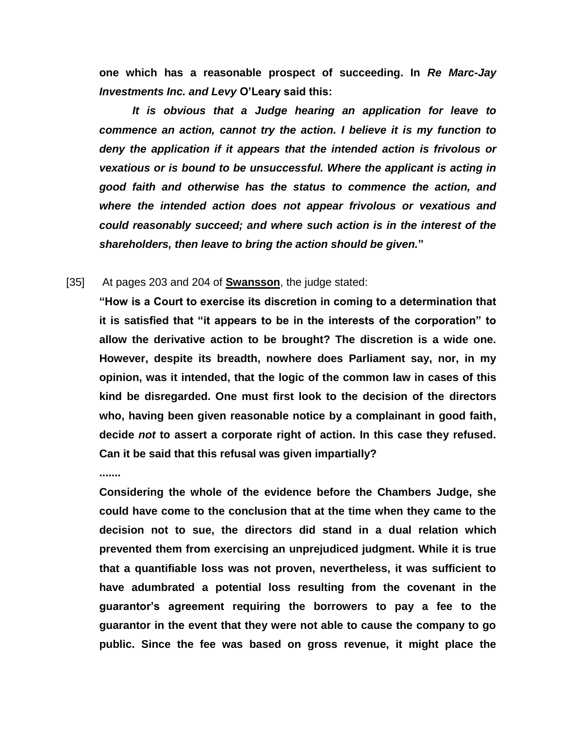**one which has a reasonable prospect of succeeding. In *Re Marc-Jay Investments Inc. and Levy* O'Leary said this:**

> ***It is obvious that a Judge hearing an application for leave to commence an action, cannot try the action. I believe it is my function to deny the application if it appears that the intended action is frivolous or vexatious or is bound to be unsuccessful. Where the applicant is acting in good faith and otherwise has the status to commence the action, and where the intended action does not appear frivolous or vexatious and could reasonably succeed; and where such action is in the interest of the shareholders, then leave to bring the action should be given.*"**

[35] At pages 203 and 204 of **Swansson**, the judge stated:

> **"How is a Court to exercise its discretion in coming to a determination that it is satisfied that "it appears to be in the interests of the corporation" to allow the derivative action to be brought? The discretion is a wide one. However, despite its breadth, nowhere does Parliament say, nor, in my opinion, was it intended, that the logic of the common law in cases of this kind be disregarded. One must first look to the decision of the directors who, having been given reasonable notice by a complainant in good faith, decide *not* to assert a corporate right of action. In this case they refused. Can it be said that this refusal was given impartially?**
>
> **.......**
>
> **Considering the whole of the evidence before the Chambers Judge, she could have come to the conclusion that at the time when they came to the decision not to sue, the directors did stand in a dual relation which prevented them from exercising an unprejudiced judgment. While it is true that a quantifiable loss was not proven, nevertheless, it was sufficient to have adumbrated a potential loss resulting from the covenant in the guarantor's agreement requiring the borrowers to pay a fee to the guarantor in the event that they were not able to cause the company to go public. Since the fee was based on gross revenue, it might place the**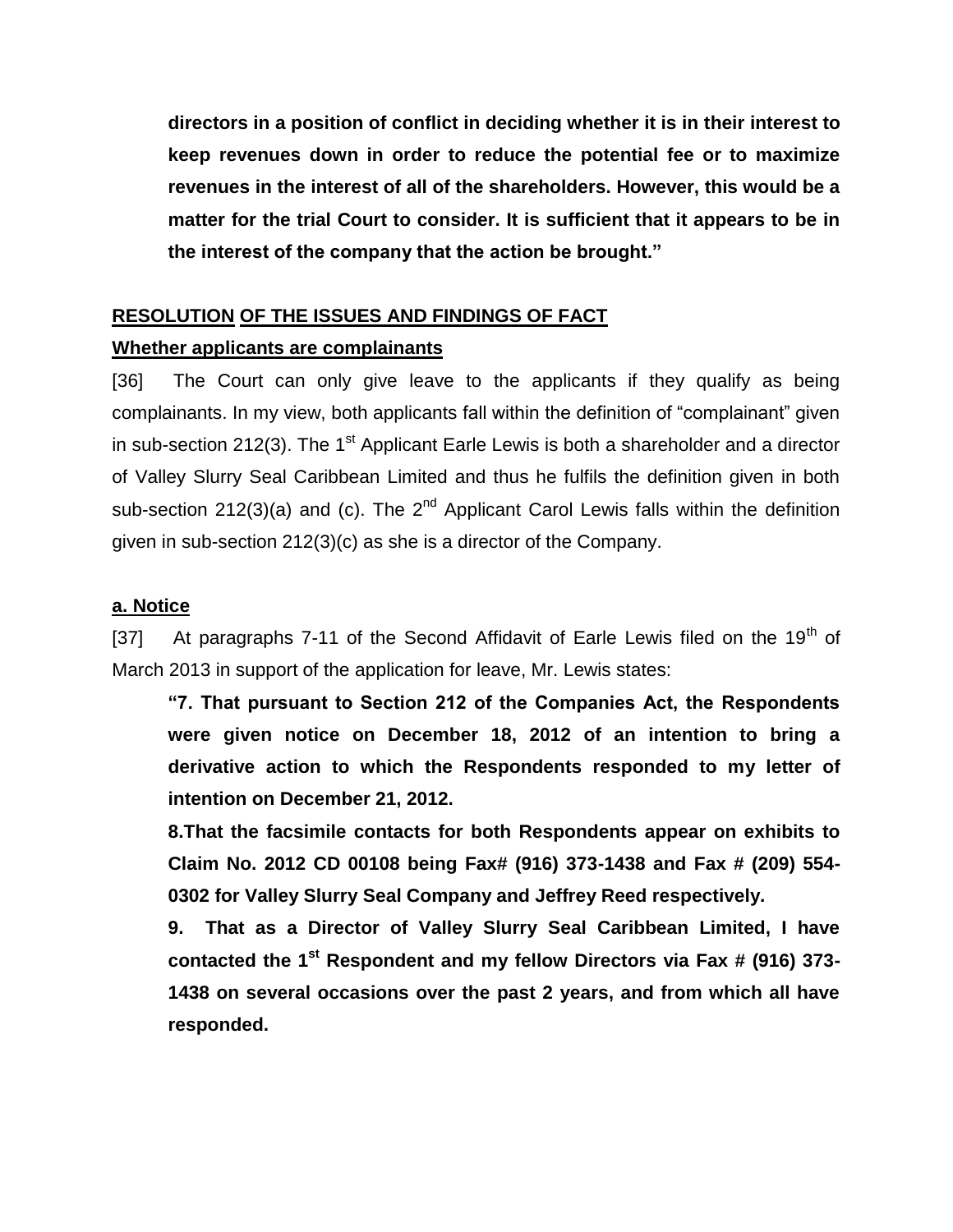**directors in a position of conflict in deciding whether it is in their interest to keep revenues down in order to reduce the potential fee or to maximize revenues in the interest of all of the shareholders. However, this would be a matter for the trial Court to consider. It is sufficient that it appears to be in the interest of the company that the action be brought."**

## RESOLUTION OF THE ISSUES AND FINDINGS OF FACT

### Whether applicants are complainants

[36] The Court can only give leave to the applicants if they qualify as being complainants. In my view, both applicants fall within the definition of "complainant" given in sub-section 212(3). The 1st Applicant Earle Lewis is both a shareholder and a director of Valley Slurry Seal Caribbean Limited and thus he fulfils the definition given in both sub-section 212(3)(a) and (c). The 2nd Applicant Carol Lewis falls within the definition given in sub-section 212(3)(c) as she is a director of the Company.

### a. Notice

[37] At paragraphs 7-11 of the Second Affidavit of Earle Lewis filed on the 19th of March 2013 in support of the application for leave, Mr. Lewis states:

**"7. That pursuant to Section 212 of the Companies Act, the Respondents were given notice on December 18, 2012 of an intention to bring a derivative action to which the Respondents responded to my letter of intention on December 21, 2012.**

**8.That the facsimile contacts for both Respondents appear on exhibits to Claim No. 2012 CD 00108 being Fax# (916) 373-1438 and Fax # (209) 554-0302 for Valley Slurry Seal Company and Jeffrey Reed respectively.**

**9. That as a Director of Valley Slurry Seal Caribbean Limited, I have contacted the 1st Respondent and my fellow Directors via Fax # (916) 373-1438 on several occasions over the past 2 years, and from which all have responded.**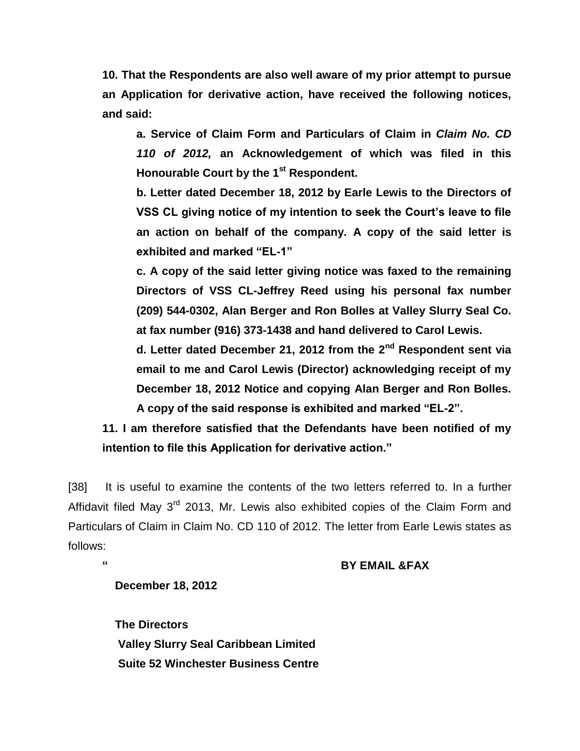**10. That the Respondents are also well aware of my prior attempt to pursue an Application for derivative action, have received the following notices, and said:**

> **a. Service of Claim Form and Particulars of Claim in *Claim No. CD 110 of 2012,* an Acknowledgement of which was filed in this Honourable Court by the 1st Respondent.**
>
> **b. Letter dated December 18, 2012 by Earle Lewis to the Directors of VSS CL giving notice of my intention to seek the Court's leave to file an action on behalf of the company. A copy of the said letter is exhibited and marked "EL-1"**
>
> **c. A copy of the said letter giving notice was faxed to the remaining Directors of VSS CL-Jeffrey Reed using his personal fax number (209) 544-0302, Alan Berger and Ron Bolles at Valley Slurry Seal Co. at fax number (916) 373-1438 and hand delivered to Carol Lewis.**
>
> **d. Letter dated December 21, 2012 from the 2nd Respondent sent via email to me and Carol Lewis (Director) acknowledging receipt of my December 18, 2012 Notice and copying Alan Berger and Ron Bolles. A copy of the said response is exhibited and marked "EL-2".**

**11. I am therefore satisfied that the Defendants have been notified of my intention to file this Application for derivative action."**

[38] It is useful to examine the contents of the two letters referred to. In a further Affidavit filed May 3rd 2013, Mr. Lewis also exhibited copies of the Claim Form and Particulars of Claim in Claim No. CD 110 of 2012. The letter from Earle Lewis states as follows:

**" BY EMAIL &FAX**

**December 18, 2012**

**The Directors**
**Valley Slurry Seal Caribbean Limited**
**Suite 52 Winchester Business Centre**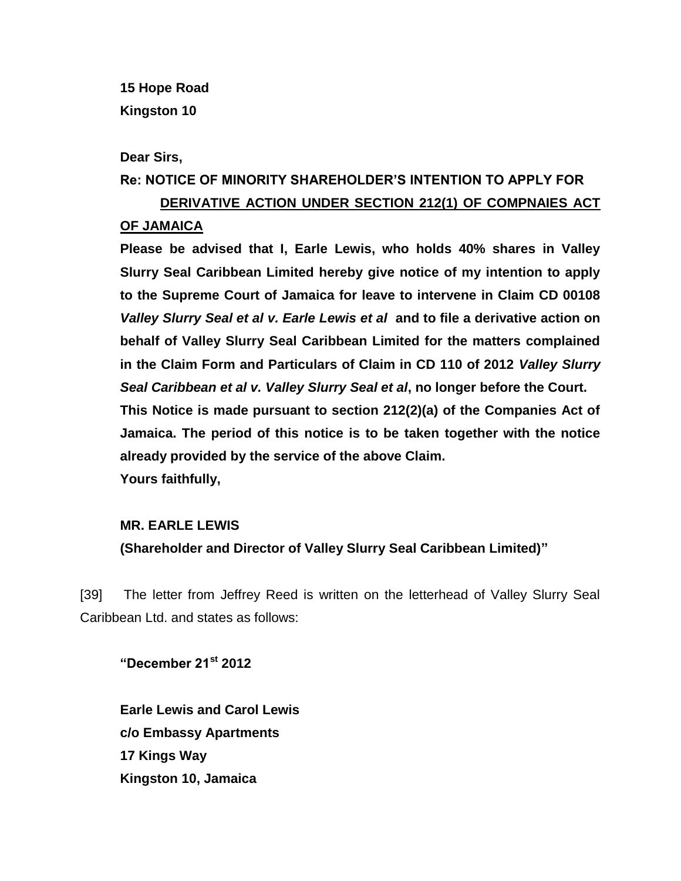**15 Hope Road**
**Kingston 10**

**Dear Sirs,**

**Re: NOTICE OF MINORITY SHAREHOLDER'S INTENTION TO APPLY FOR <u>DERIVATIVE ACTION UNDER SECTION 212(1) OF COMPNAIES ACT OF JAMAICA</u>**

**Please be advised that I, Earle Lewis, who holds 40% shares in Valley Slurry Seal Caribbean Limited hereby give notice of my intention to apply to the Supreme Court of Jamaica for leave to intervene in Claim CD 00108 *Valley Slurry Seal et al v. Earle Lewis et al* and to file a derivative action on behalf of Valley Slurry Seal Caribbean Limited for the matters complained in the Claim Form and Particulars of Claim in CD 110 of 2012 *Valley Slurry Seal Caribbean et al v. Valley Slurry Seal et al*, no longer before the Court.**

**This Notice is made pursuant to section 212(2)(a) of the Companies Act of Jamaica. The period of this notice is to be taken together with the notice already provided by the service of the above Claim.**

**Yours faithfully,**

**MR. EARLE LEWIS**
**(Shareholder and Director of Valley Slurry Seal Caribbean Limited)"**

[39] The letter from Jeffrey Reed is written on the letterhead of Valley Slurry Seal Caribbean Ltd. and states as follows:

**"December 21st 2012**

**Earle Lewis and Carol Lewis**
**c/o Embassy Apartments**
**17 Kings Way**
**Kingston 10, Jamaica**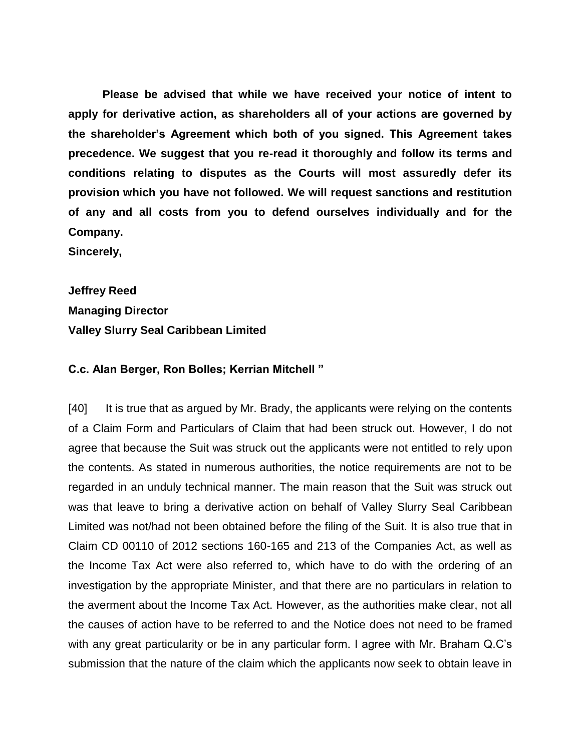**Please be advised that while we have received your notice of intent to apply for derivative action, as shareholders all of your actions are governed by the shareholder's Agreement which both of you signed. This Agreement takes precedence. We suggest that you re-read it thoroughly and follow its terms and conditions relating to disputes as the Courts will most assuredly defer its provision which you have not followed. We will request sanctions and restitution of any and all costs from you to defend ourselves individually and for the Company.**

**Sincerely,**

**Jeffrey Reed**
**Managing Director**
**Valley Slurry Seal Caribbean Limited**

**C.c. Alan Berger, Ron Bolles; Kerrian Mitchell "**

[40] It is true that as argued by Mr. Brady, the applicants were relying on the contents of a Claim Form and Particulars of Claim that had been struck out. However, I do not agree that because the Suit was struck out the applicants were not entitled to rely upon the contents. As stated in numerous authorities, the notice requirements are not to be regarded in an unduly technical manner. The main reason that the Suit was struck out was that leave to bring a derivative action on behalf of Valley Slurry Seal Caribbean Limited was not/had not been obtained before the filing of the Suit. It is also true that in Claim CD 00110 of 2012 sections 160-165 and 213 of the Companies Act, as well as the Income Tax Act were also referred to, which have to do with the ordering of an investigation by the appropriate Minister, and that there are no particulars in relation to the averment about the Income Tax Act. However, as the authorities make clear, not all the causes of action have to be referred to and the Notice does not need to be framed with any great particularity or be in any particular form. I agree with Mr. Braham Q.C's submission that the nature of the claim which the applicants now seek to obtain leave in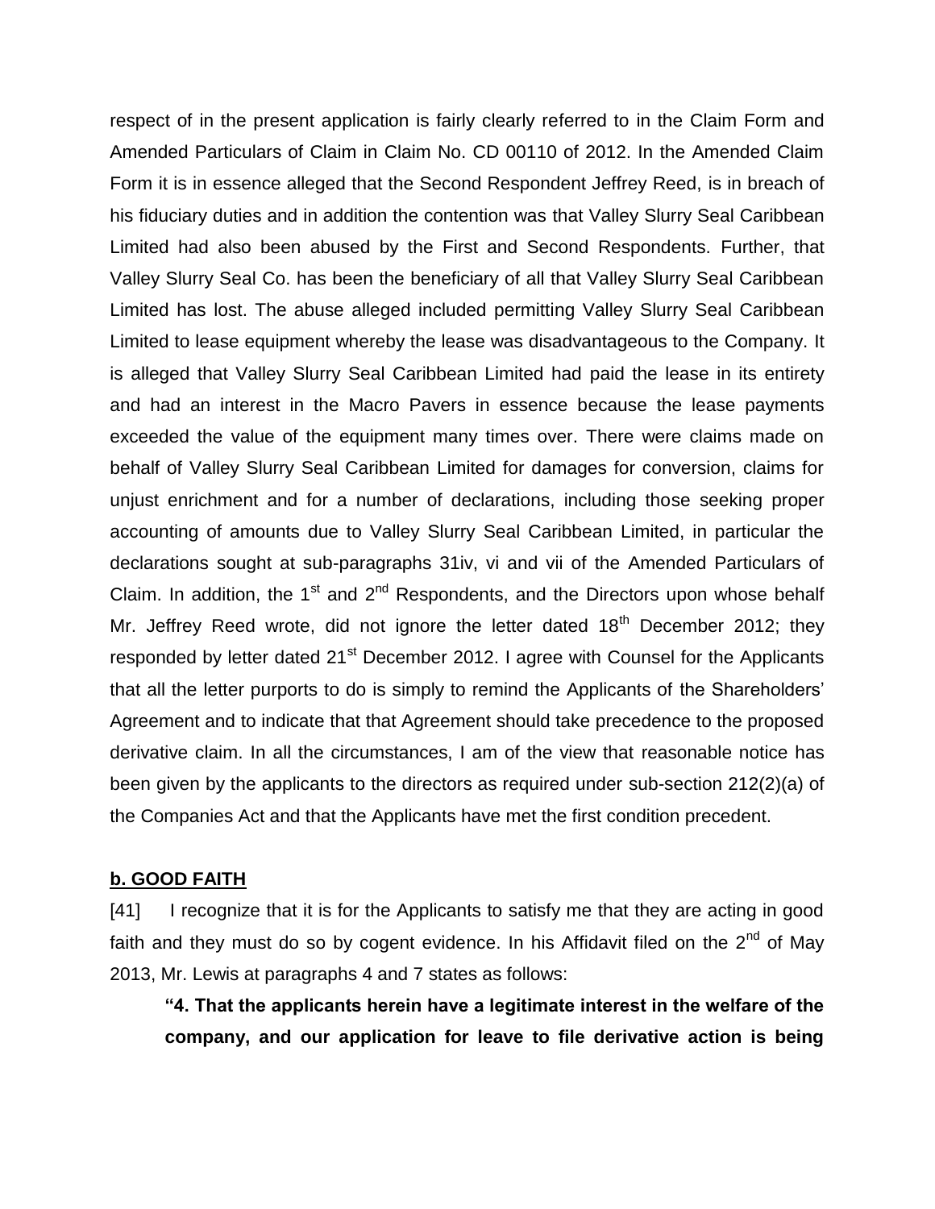respect of in the present application is fairly clearly referred to in the Claim Form and Amended Particulars of Claim in Claim No. CD 00110 of 2012. In the Amended Claim Form it is in essence alleged that the Second Respondent Jeffrey Reed, is in breach of his fiduciary duties and in addition the contention was that Valley Slurry Seal Caribbean Limited had also been abused by the First and Second Respondents. Further, that Valley Slurry Seal Co. has been the beneficiary of all that Valley Slurry Seal Caribbean Limited has lost. The abuse alleged included permitting Valley Slurry Seal Caribbean Limited to lease equipment whereby the lease was disadvantageous to the Company. It is alleged that Valley Slurry Seal Caribbean Limited had paid the lease in its entirety and had an interest in the Macro Pavers in essence because the lease payments exceeded the value of the equipment many times over. There were claims made on behalf of Valley Slurry Seal Caribbean Limited for damages for conversion, claims for unjust enrichment and for a number of declarations, including those seeking proper accounting of amounts due to Valley Slurry Seal Caribbean Limited, in particular the declarations sought at sub-paragraphs 31iv, vi and vii of the Amended Particulars of Claim. In addition, the 1st and 2nd Respondents, and the Directors upon whose behalf Mr. Jeffrey Reed wrote, did not ignore the letter dated 18th December 2012; they responded by letter dated 21st December 2012. I agree with Counsel for the Applicants that all the letter purports to do is simply to remind the Applicants of the Shareholders' Agreement and to indicate that that Agreement should take precedence to the proposed derivative claim. In all the circumstances, I am of the view that reasonable notice has been given by the applicants to the directors as required under sub-section 212(2)(a) of the Companies Act and that the Applicants have met the first condition precedent.

**b. GOOD FAITH**

[41] I recognize that it is for the Applicants to satisfy me that they are acting in good faith and they must do so by cogent evidence. In his Affidavit filed on the 2nd of May 2013, Mr. Lewis at paragraphs 4 and 7 states as follows:

> **"4. That the applicants herein have a legitimate interest in the welfare of the company, and our application for leave to file derivative action is being**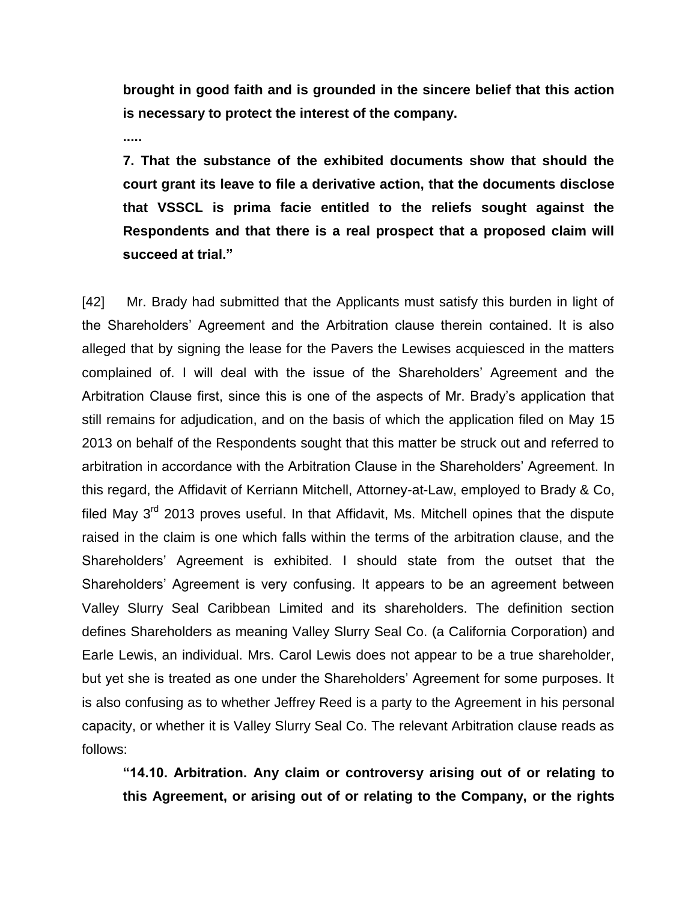**brought in good faith and is grounded in the sincere belief that this action is necessary to protect the interest of the company.**

**.....**

**7. That the substance of the exhibited documents show that should the court grant its leave to file a derivative action, that the documents disclose that VSSCL is prima facie entitled to the reliefs sought against the Respondents and that there is a real prospect that a proposed claim will succeed at trial."**

[42] Mr. Brady had submitted that the Applicants must satisfy this burden in light of the Shareholders' Agreement and the Arbitration clause therein contained. It is also alleged that by signing the lease for the Pavers the Lewises acquiesced in the matters complained of. I will deal with the issue of the Shareholders' Agreement and the Arbitration Clause first, since this is one of the aspects of Mr. Brady's application that still remains for adjudication, and on the basis of which the application filed on May 15 2013 on behalf of the Respondents sought that this matter be struck out and referred to arbitration in accordance with the Arbitration Clause in the Shareholders' Agreement. In this regard, the Affidavit of Kerriann Mitchell, Attorney-at-Law, employed to Brady & Co, filed May 3rd 2013 proves useful. In that Affidavit, Ms. Mitchell opines that the dispute raised in the claim is one which falls within the terms of the arbitration clause, and the Shareholders' Agreement is exhibited. I should state from the outset that the Shareholders' Agreement is very confusing. It appears to be an agreement between Valley Slurry Seal Caribbean Limited and its shareholders. The definition section defines Shareholders as meaning Valley Slurry Seal Co. (a California Corporation) and Earle Lewis, an individual. Mrs. Carol Lewis does not appear to be a true shareholder, but yet she is treated as one under the Shareholders' Agreement for some purposes. It is also confusing as to whether Jeffrey Reed is a party to the Agreement in his personal capacity, or whether it is Valley Slurry Seal Co. The relevant Arbitration clause reads as follows:

**"14.10. Arbitration. Any claim or controversy arising out of or relating to this Agreement, or arising out of or relating to the Company, or the rights**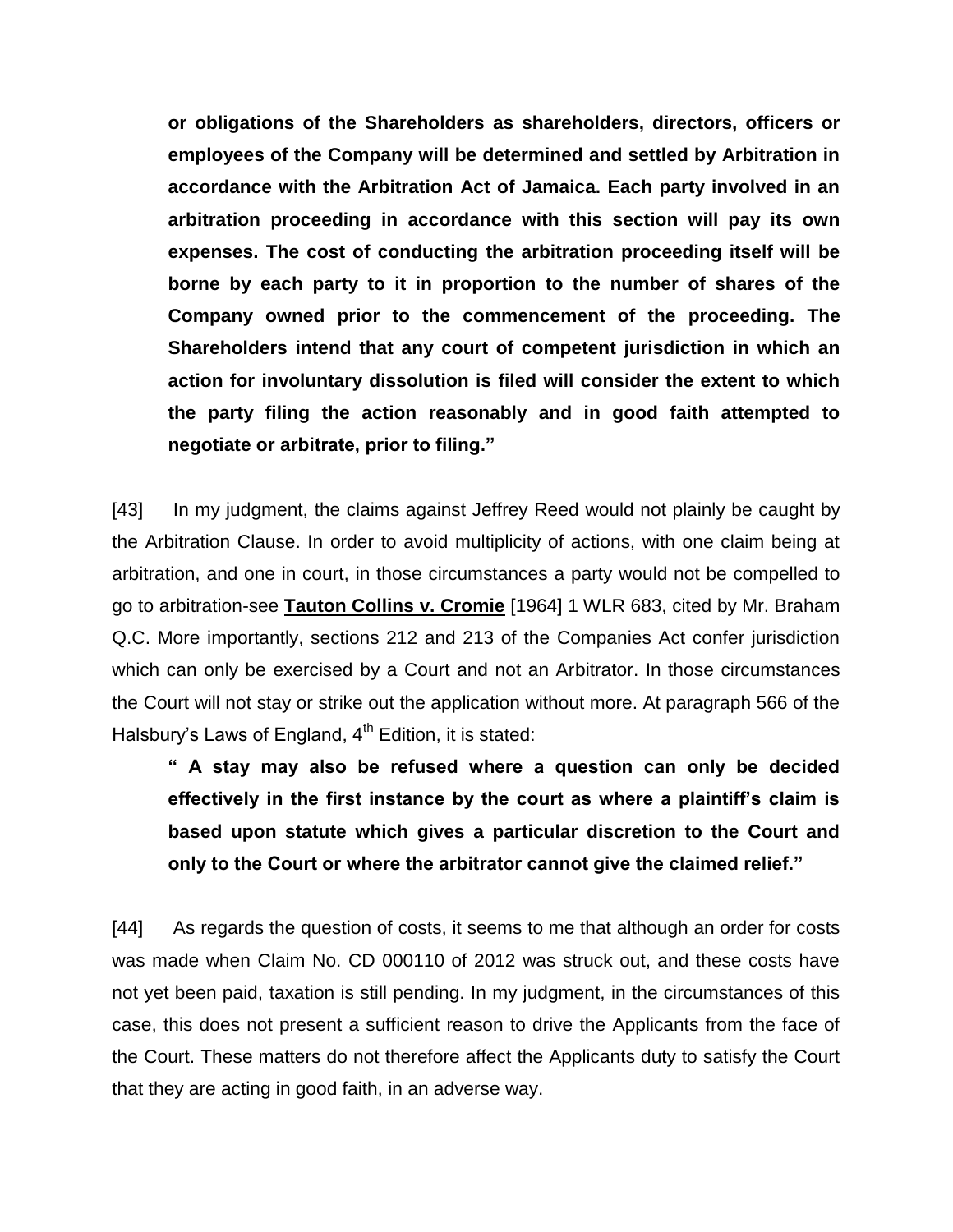**or obligations of the Shareholders as shareholders, directors, officers or employees of the Company will be determined and settled by Arbitration in accordance with the Arbitration Act of Jamaica. Each party involved in an arbitration proceeding in accordance with this section will pay its own expenses. The cost of conducting the arbitration proceeding itself will be borne by each party to it in proportion to the number of shares of the Company owned prior to the commencement of the proceeding. The Shareholders intend that any court of competent jurisdiction in which an action for involuntary dissolution is filed will consider the extent to which the party filing the action reasonably and in good faith attempted to negotiate or arbitrate, prior to filing."**

[43] In my judgment, the claims against Jeffrey Reed would not plainly be caught by the Arbitration Clause. In order to avoid multiplicity of actions, with one claim being at arbitration, and one in court, in those circumstances a party would not be compelled to go to arbitration-see **<u>Tauton Collins v. Cromie</u>** [1964] 1 WLR 683, cited by Mr. Braham Q.C. More importantly, sections 212 and 213 of the Companies Act confer jurisdiction which can only be exercised by a Court and not an Arbitrator. In those circumstances the Court will not stay or strike out the application without more. At paragraph 566 of the Halsbury's Laws of England, 4th Edition, it is stated:

**" A stay may also be refused where a question can only be decided effectively in the first instance by the court as where a plaintiff's claim is based upon statute which gives a particular discretion to the Court and only to the Court or where the arbitrator cannot give the claimed relief."**

[44] As regards the question of costs, it seems to me that although an order for costs was made when Claim No. CD 000110 of 2012 was struck out, and these costs have not yet been paid, taxation is still pending. In my judgment, in the circumstances of this case, this does not present a sufficient reason to drive the Applicants from the face of the Court. These matters do not therefore affect the Applicants duty to satisfy the Court that they are acting in good faith, in an adverse way.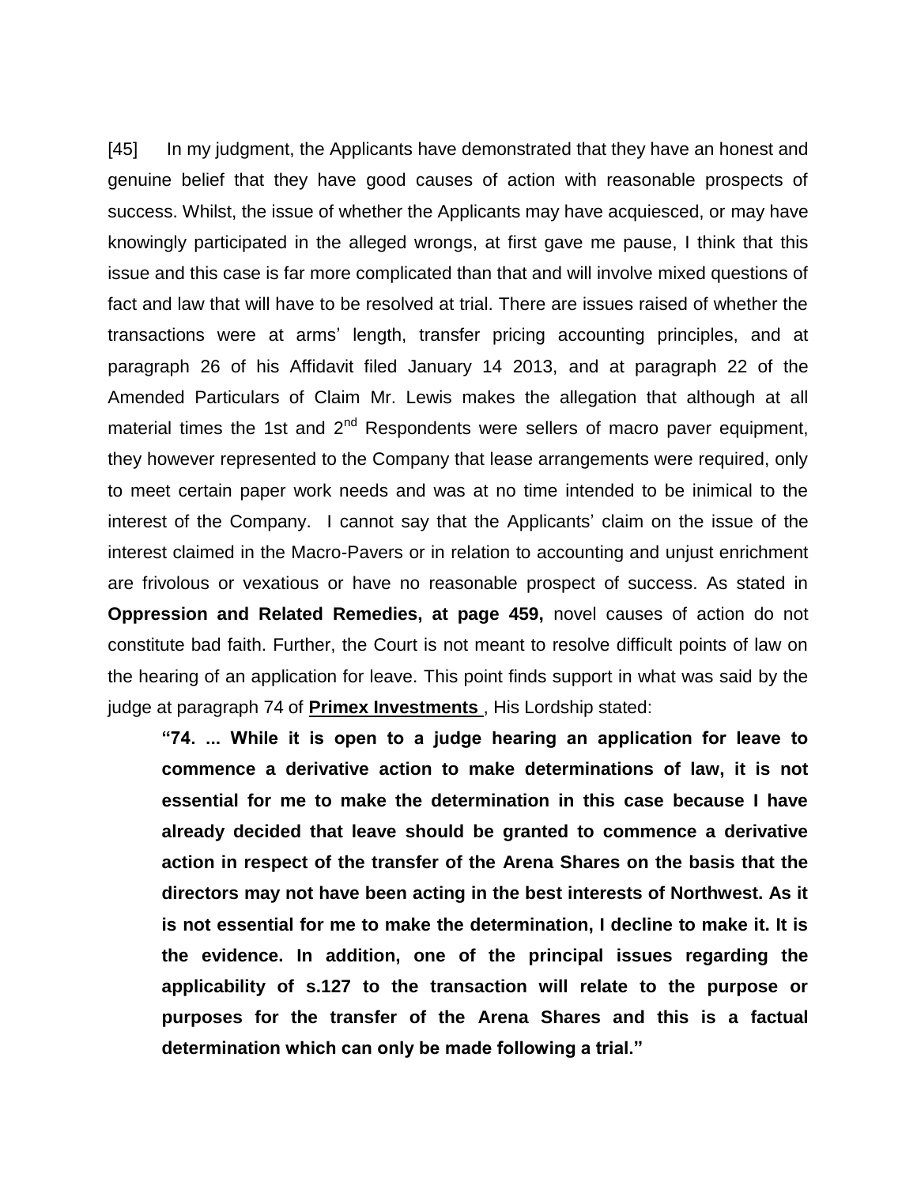[45] In my judgment, the Applicants have demonstrated that they have an honest and genuine belief that they have good causes of action with reasonable prospects of success. Whilst, the issue of whether the Applicants may have acquiesced, or may have knowingly participated in the alleged wrongs, at first gave me pause, I think that this issue and this case is far more complicated than that and will involve mixed questions of fact and law that will have to be resolved at trial. There are issues raised of whether the transactions were at arms' length, transfer pricing accounting principles, and at paragraph 26 of his Affidavit filed January 14 2013, and at paragraph 22 of the Amended Particulars of Claim Mr. Lewis makes the allegation that although at all material times the 1st and 2nd Respondents were sellers of macro paver equipment, they however represented to the Company that lease arrangements were required, only to meet certain paper work needs and was at no time intended to be inimical to the interest of the Company. I cannot say that the Applicants' claim on the issue of the interest claimed in the Macro-Pavers or in relation to accounting and unjust enrichment are frivolous or vexatious or have no reasonable prospect of success. As stated in **Oppression and Related Remedies, at page 459,** novel causes of action do not constitute bad faith. Further, the Court is not meant to resolve difficult points of law on the hearing of an application for leave. This point finds support in what was said by the judge at paragraph 74 of **Primex Investments** , His Lordship stated:

> **"74. ... While it is open to a judge hearing an application for leave to commence a derivative action to make determinations of law, it is not essential for me to make the determination in this case because I have already decided that leave should be granted to commence a derivative action in respect of the transfer of the Arena Shares on the basis that the directors may not have been acting in the best interests of Northwest. As it is not essential for me to make the determination, I decline to make it. It is the evidence. In addition, one of the principal issues regarding the applicability of s.127 to the transaction will relate to the purpose or purposes for the transfer of the Arena Shares and this is a factual determination which can only be made following a trial."**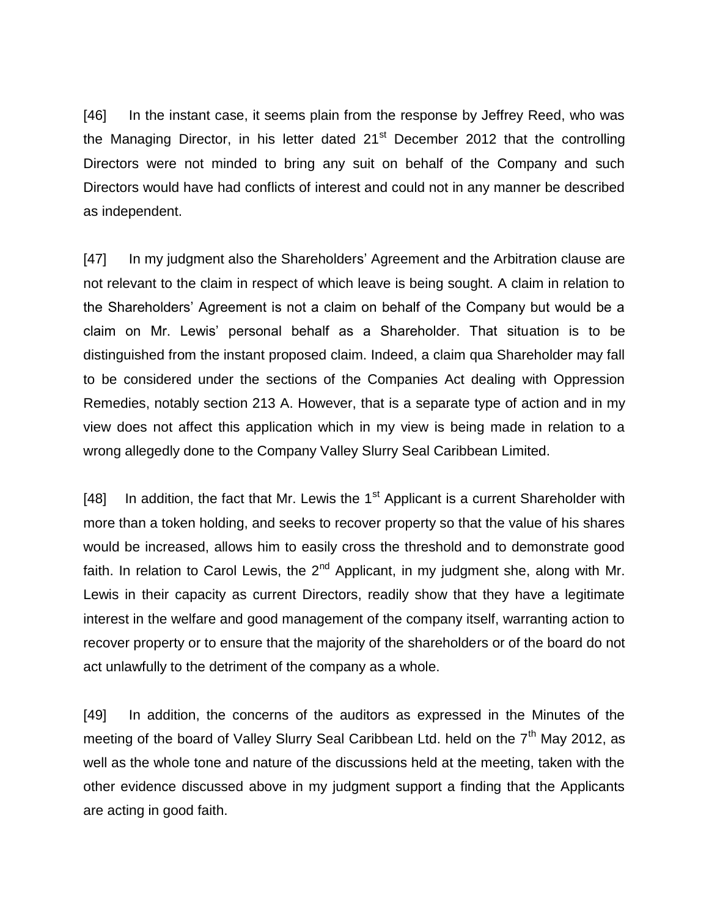[46] In the instant case, it seems plain from the response by Jeffrey Reed, who was the Managing Director, in his letter dated 21st December 2012 that the controlling Directors were not minded to bring any suit on behalf of the Company and such Directors would have had conflicts of interest and could not in any manner be described as independent.

[47] In my judgment also the Shareholders' Agreement and the Arbitration clause are not relevant to the claim in respect of which leave is being sought. A claim in relation to the Shareholders' Agreement is not a claim on behalf of the Company but would be a claim on Mr. Lewis' personal behalf as a Shareholder. That situation is to be distinguished from the instant proposed claim. Indeed, a claim qua Shareholder may fall to be considered under the sections of the Companies Act dealing with Oppression Remedies, notably section 213 A. However, that is a separate type of action and in my view does not affect this application which in my view is being made in relation to a wrong allegedly done to the Company Valley Slurry Seal Caribbean Limited.

[48] In addition, the fact that Mr. Lewis the 1st Applicant is a current Shareholder with more than a token holding, and seeks to recover property so that the value of his shares would be increased, allows him to easily cross the threshold and to demonstrate good faith. In relation to Carol Lewis, the 2nd Applicant, in my judgment she, along with Mr. Lewis in their capacity as current Directors, readily show that they have a legitimate interest in the welfare and good management of the company itself, warranting action to recover property or to ensure that the majority of the shareholders or of the board do not act unlawfully to the detriment of the company as a whole.

[49] In addition, the concerns of the auditors as expressed in the Minutes of the meeting of the board of Valley Slurry Seal Caribbean Ltd. held on the 7th May 2012, as well as the whole tone and nature of the discussions held at the meeting, taken with the other evidence discussed above in my judgment support a finding that the Applicants are acting in good faith.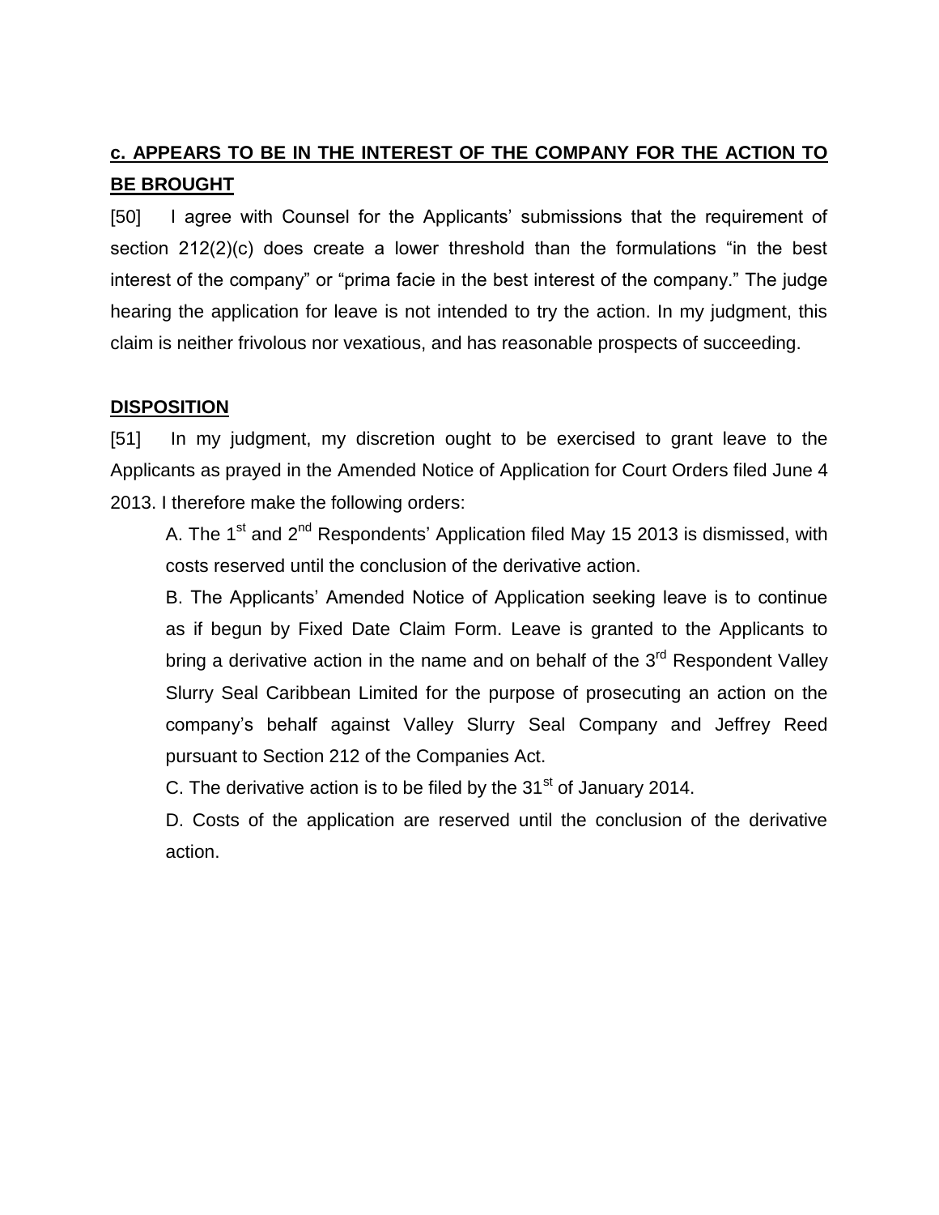## **c. APPEARS TO BE IN THE INTEREST OF THE COMPANY FOR THE ACTION TO BE BROUGHT**

[50] I agree with Counsel for the Applicants' submissions that the requirement of section 212(2)(c) does create a lower threshold than the formulations "in the best interest of the company" or "prima facie in the best interest of the company." The judge hearing the application for leave is not intended to try the action. In my judgment, this claim is neither frivolous nor vexatious, and has reasonable prospects of succeeding.

## **DISPOSITION**

[51] In my judgment, my discretion ought to be exercised to grant leave to the Applicants as prayed in the Amended Notice of Application for Court Orders filed June 4 2013. I therefore make the following orders:

A. The 1st and 2nd Respondents' Application filed May 15 2013 is dismissed, with costs reserved until the conclusion of the derivative action.

B. The Applicants' Amended Notice of Application seeking leave is to continue as if begun by Fixed Date Claim Form. Leave is granted to the Applicants to bring a derivative action in the name and on behalf of the 3rd Respondent Valley Slurry Seal Caribbean Limited for the purpose of prosecuting an action on the company's behalf against Valley Slurry Seal Company and Jeffrey Reed pursuant to Section 212 of the Companies Act.

C. The derivative action is to be filed by the 31st of January 2014.

D. Costs of the application are reserved until the conclusion of the derivative action.